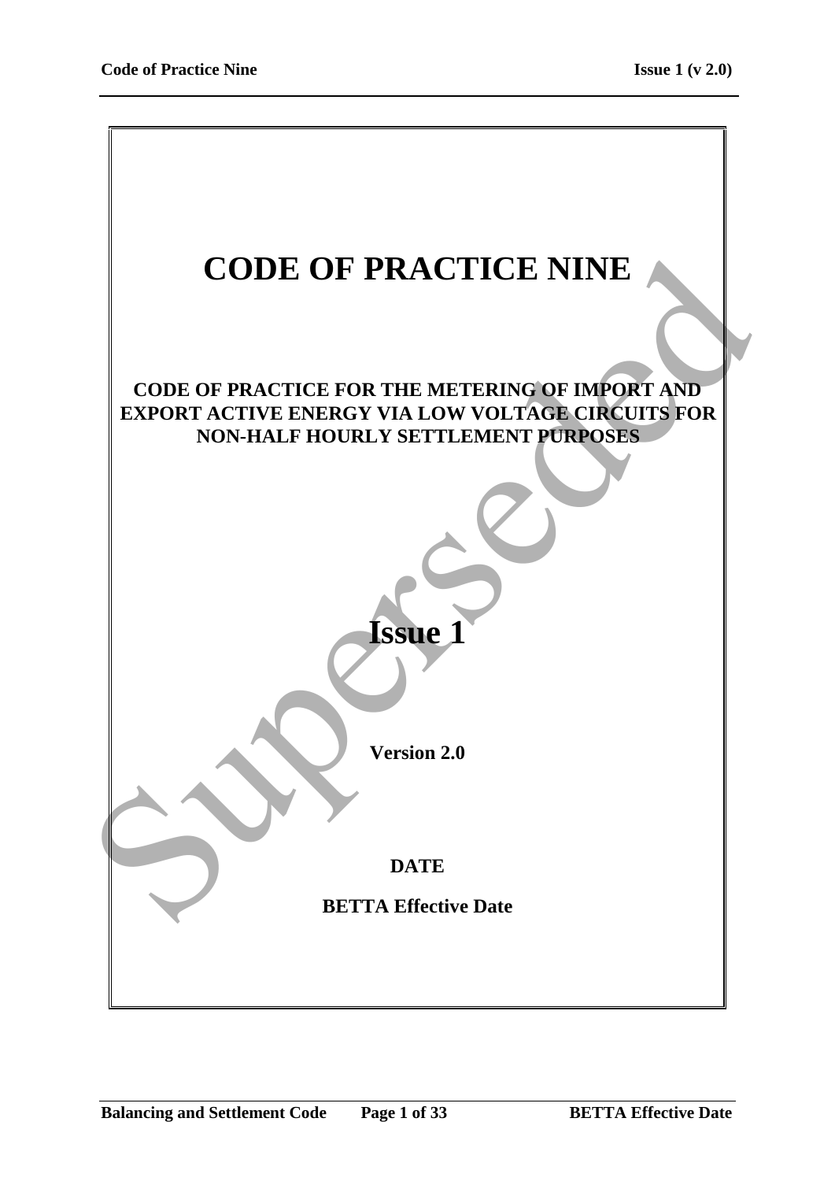# CODE OF PRACTICE NINE

## CODE OF PRACTICE FOR THE METERING OF IMPORT AND EXPORT ACTIVE ENERGY VIA LOW VOLTAGE CIRCUITS FOR NON-HALF HOURLY SETTLEMENT PURPOSES

# Issue 1

**Version 2.0**

**DATE**

**BETTA Effective Date**

Superseded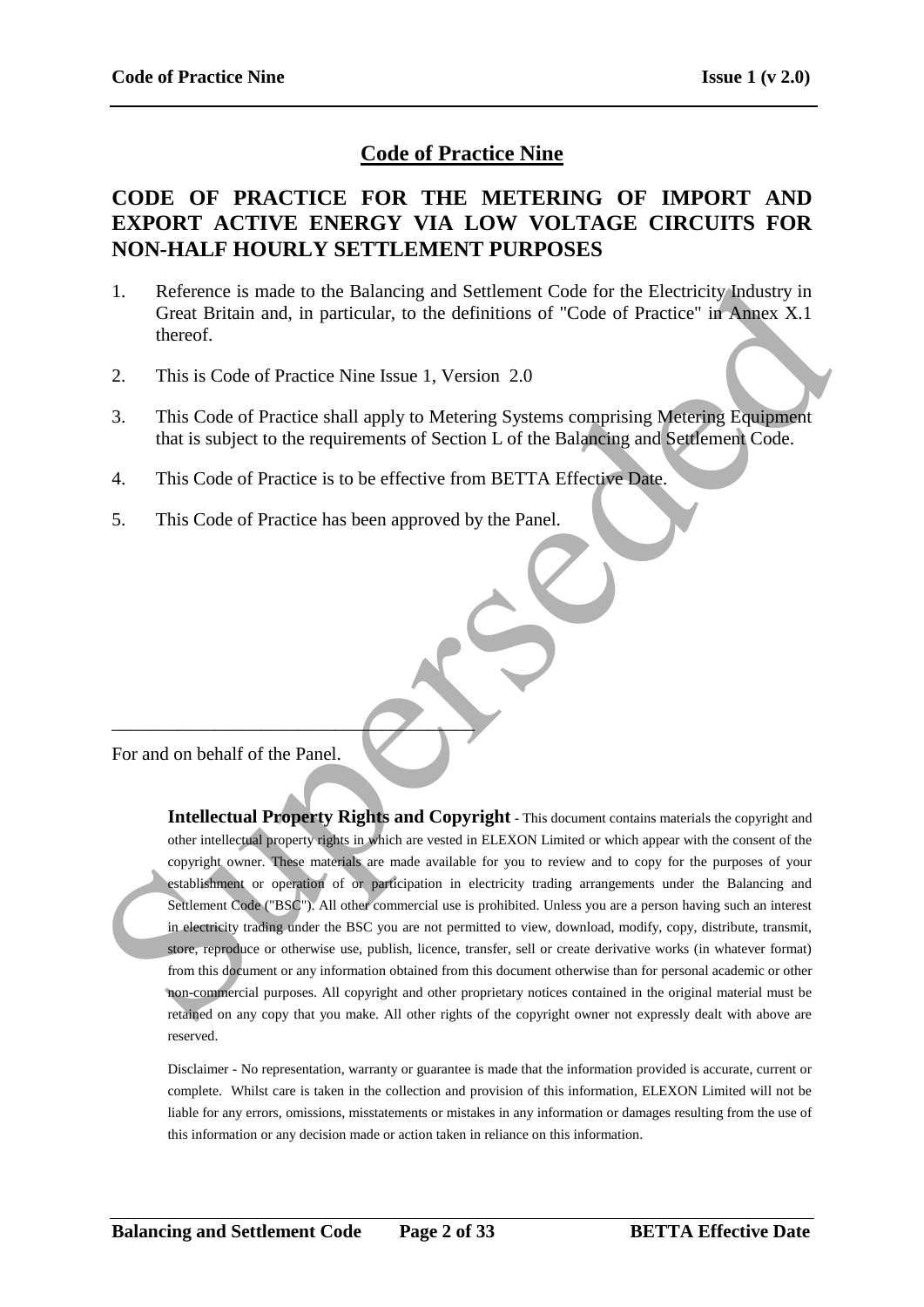# Code of Practice Nine

## CODE OF PRACTICE FOR THE METERING OF IMPORT AND EXPORT ACTIVE ENERGY VIA LOW VOLTAGE CIRCUITS FOR NON-HALF HOURLY SETTLEMENT PURPOSES

1. Reference is made to the Balancing and Settlement Code for the Electricity Industry in Great Britain and, in particular, to the definitions of "Code of Practice" in Annex X.1 thereof.

2. This is Code of Practice Nine Issue 1, Version 2.0

3. This Code of Practice shall apply to Metering Systems comprising Metering Equipment that is subject to the requirements of Section L of the Balancing and Settlement Code.

4. This Code of Practice is to be effective from BETTA Effective Date.

5. This Code of Practice has been approved by the Panel.

\_\_\_\_\_\_\_\_\_\_\_\_\_\_\_\_\_\_\_\_\_\_\_\_\_\_\_\_\_\_\_\_\_\_\_\_

For and on behalf of the Panel.

**Intellectual Property Rights and Copyright** - This document contains materials the copyright and other intellectual property rights in which are vested in ELEXON Limited or which appear with the consent of the copyright owner. These materials are made available for you to review and to copy for the purposes of your establishment or operation of or participation in electricity trading arrangements under the Balancing and Settlement Code ("BSC"). All other commercial use is prohibited. Unless you are a person having such an interest in electricity trading under the BSC you are not permitted to view, download, modify, copy, distribute, transmit, store, reproduce or otherwise use, publish, licence, transfer, sell or create derivative works (in whatever format) from this document or any information obtained from this document otherwise than for personal academic or other non-commercial purposes. All copyright and other proprietary notices contained in the original material must be retained on any copy that you make. All other rights of the copyright owner not expressly dealt with above are reserved.

Disclaimer - No representation, warranty or guarantee is made that the information provided is accurate, current or complete. Whilst care is taken in the collection and provision of this information, ELEXON Limited will not be liable for any errors, omissions, misstatements or mistakes in any information or damages resulting from the use of this information or any decision made or action taken in reliance on this information.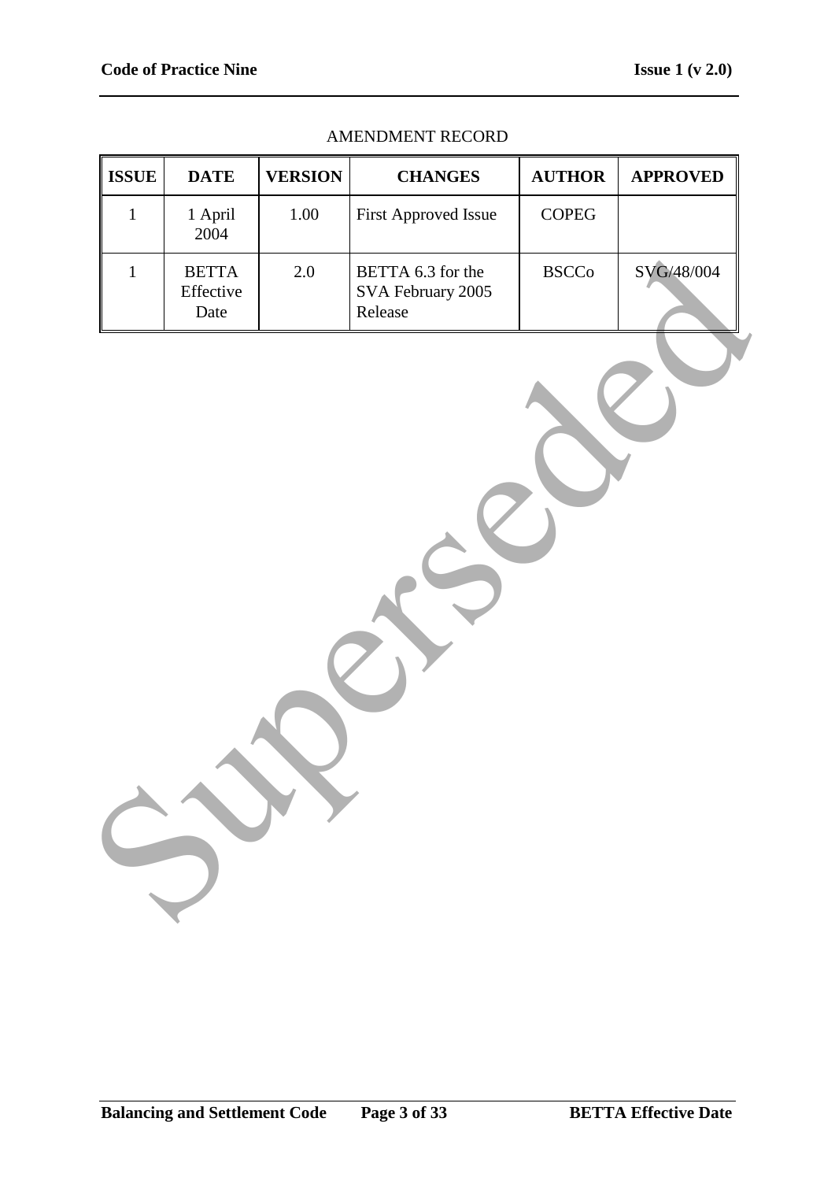AMENDMENT RECORD

| ISSUE | DATE | VERSION | CHANGES | AUTHOR | APPROVED |
|---|---|---|---|---|---|
| 1 | 1 April 2004 | 1.00 | First Approved Issue | COPEG | |
| 1 | BETTA Effective Date | 2.0 | BETTA 6.3 for the SVA February 2005 Release | BSCCo | SVG/48/004 |

Superseded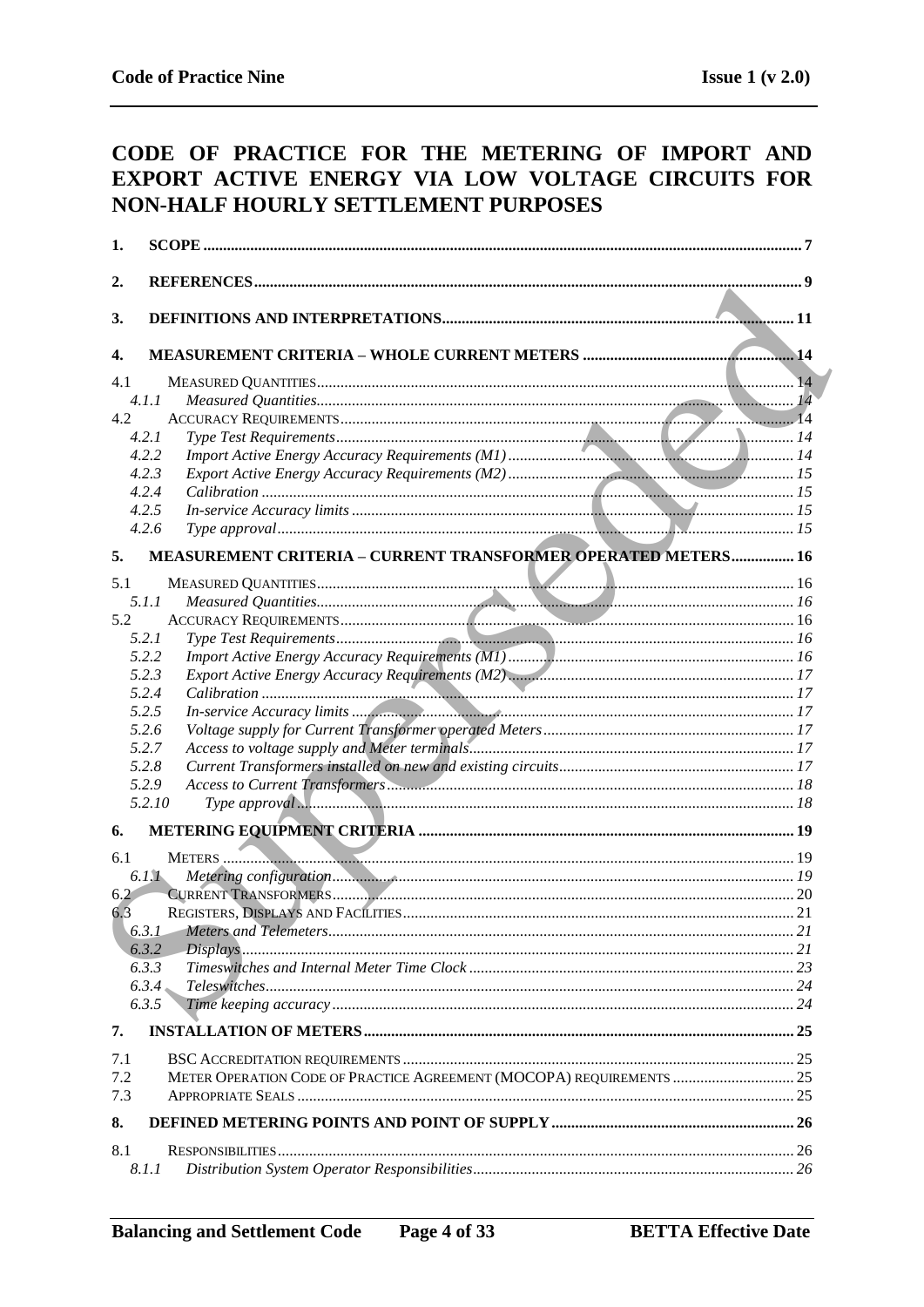# CODE OF PRACTICE FOR THE METERING OF IMPORT AND EXPORT ACTIVE ENERGY VIA LOW VOLTAGE CIRCUITS FOR NON-HALF HOURLY SETTLEMENT PURPOSES

1. SCOPE ... 7
2. REFERENCES ... 9
3. DEFINITIONS AND INTERPRETATIONS ... 11
4. MEASUREMENT CRITERIA – WHOLE CURRENT METERS ... 14
   - 4.1 MEASURED QUANTITIES ... 14
     - 4.1.1 *Measured Quantities* ... 14
   - 4.2 ACCURACY REQUIREMENTS ... 14
     - 4.2.1 *Type Test Requirements* ... 14
     - 4.2.2 *Import Active Energy Accuracy Requirements (M1)* ... 14
     - 4.2.3 *Export Active Energy Accuracy Requirements (M2)* ... 15
     - 4.2.4 *Calibration* ... 15
     - 4.2.5 *In-service Accuracy limits* ... 15
     - 4.2.6 *Type approval* ... 15
5. MEASUREMENT CRITERIA – CURRENT TRANSFORMER OPERATED METERS ... 16
   - 5.1 MEASURED QUANTITIES ... 16
     - 5.1.1 *Measured Quantities* ... 16
   - 5.2 ACCURACY REQUIREMENTS ... 16
     - 5.2.1 *Type Test Requirements* ... 16
     - 5.2.2 *Import Active Energy Accuracy Requirements (M1)* ... 16
     - 5.2.3 *Export Active Energy Accuracy Requirements (M2)* ... 17
     - 5.2.4 *Calibration* ... 17
     - 5.2.5 *In-service Accuracy limits* ... 17
     - 5.2.6 *Voltage supply for Current Transformer operated Meters* ... 17
     - 5.2.7 *Access to voltage supply and Meter terminals* ... 17
     - 5.2.8 *Current Transformers installed on new and existing circuits* ... 17
     - 5.2.9 *Access to Current Transformers* ... 18
     - 5.2.10 *Type approval* ... 18
6. METERING EQUIPMENT CRITERIA ... 19
   - 6.1 METERS ... 19
     - 6.1.1 *Metering configuration* ... 19
   - 6.2 CURRENT TRANSFORMERS ... 20
   - 6.3 REGISTERS, DISPLAYS AND FACILITIES ... 21
     - 6.3.1 *Meters and Telemeters* ... 21
     - 6.3.2 *Displays* ... 21
     - 6.3.3 *Timeswitches and Internal Meter Time Clock* ... 23
     - 6.3.4 *Teleswitches* ... 24
     - 6.3.5 *Time keeping accuracy* ... 24
7. INSTALLATION OF METERS ... 25
   - 7.1 BSC ACCREDITATION REQUIREMENTS ... 25
   - 7.2 METER OPERATION CODE OF PRACTICE AGREEMENT (MOCOPA) REQUIREMENTS ... 25
   - 7.3 APPROPRIATE SEALS ... 25
8. DEFINED METERING POINTS AND POINT OF SUPPLY ... 26
   - 8.1 RESPONSIBILITIES ... 26
     - 8.1.1 *Distribution System Operator Responsibilities* ... 26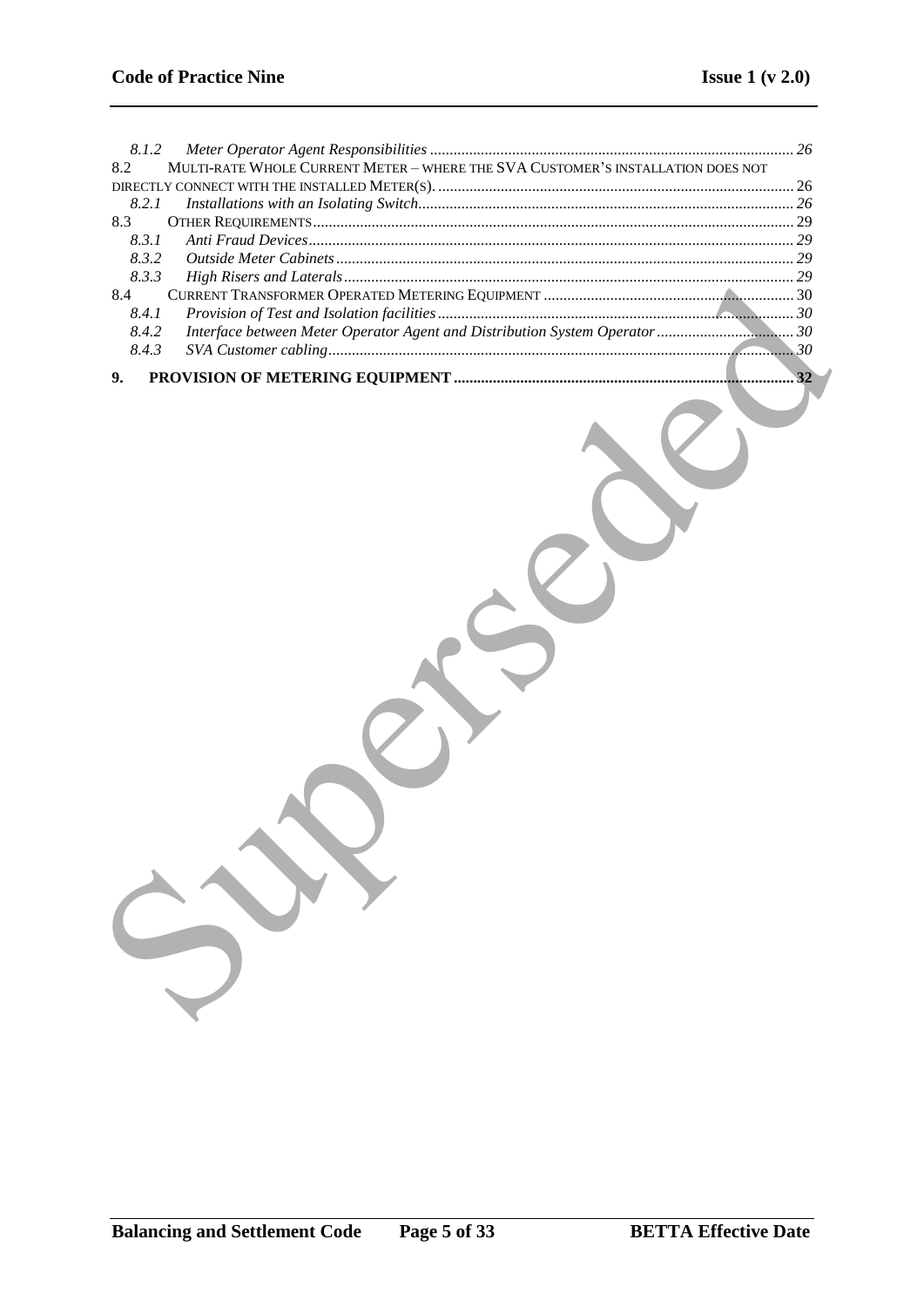8.1.2 *Meter Operator Agent Responsibilities* ............................................................................................ 26

8.2 MULTI-RATE WHOLE CURRENT METER – WHERE THE SVA CUSTOMER'S INSTALLATION DOES NOT DIRECTLY CONNECT WITH THE INSTALLED METER(S). ........................................................................................... 26

8.2.1 *Installations with an Isolating Switch*................................................................................................ 26

8.3 OTHER REQUIREMENTS.......................................................................................................................... 29

8.3.1 *Anti Fraud Devices*.......................................................................................................................... 29

8.3.2 *Outside Meter Cabinets*................................................................................................................... 29

8.3.3 *High Risers and Laterals*.................................................................................................................. 29

8.4 CURRENT TRANSFORMER OPERATED METERING EQUIPMENT ................................................................ 30

8.4.1 *Provision of Test and Isolation facilities*.......................................................................................... 30

8.4.2 *Interface between Meter Operator Agent and Distribution System Operator*................................... 30

8.4.3 *SVA Customer cabling*..................................................................................................................... 30

**9. PROVISION OF METERING EQUIPMENT ...................................................................................... 32**

Superseded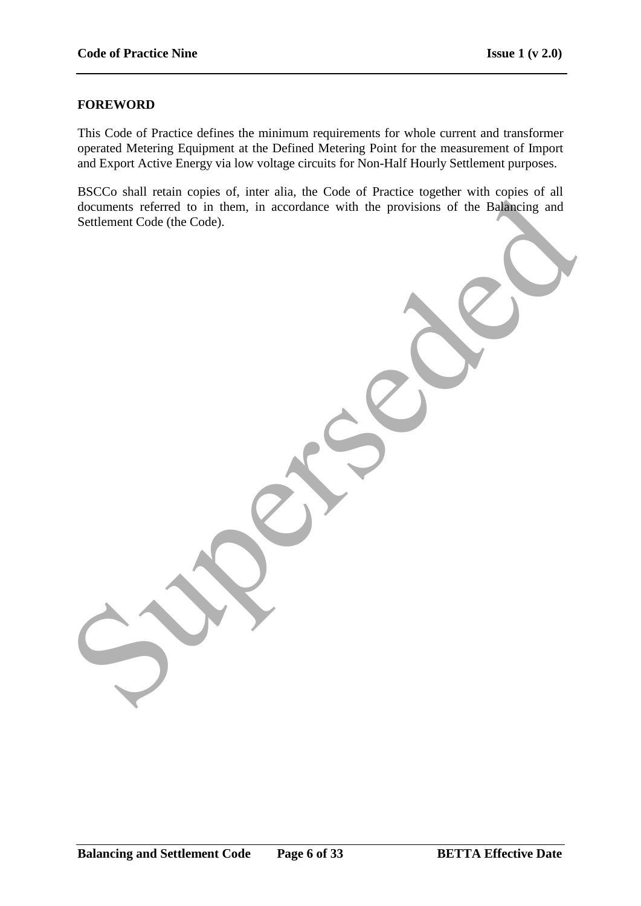## FOREWORD

This Code of Practice defines the minimum requirements for whole current and transformer operated Metering Equipment at the Defined Metering Point for the measurement of Import and Export Active Energy via low voltage circuits for Non-Half Hourly Settlement purposes.

BSCCo shall retain copies of, inter alia, the Code of Practice together with copies of all documents referred to in them, in accordance with the provisions of the Balancing and Settlement Code (the Code).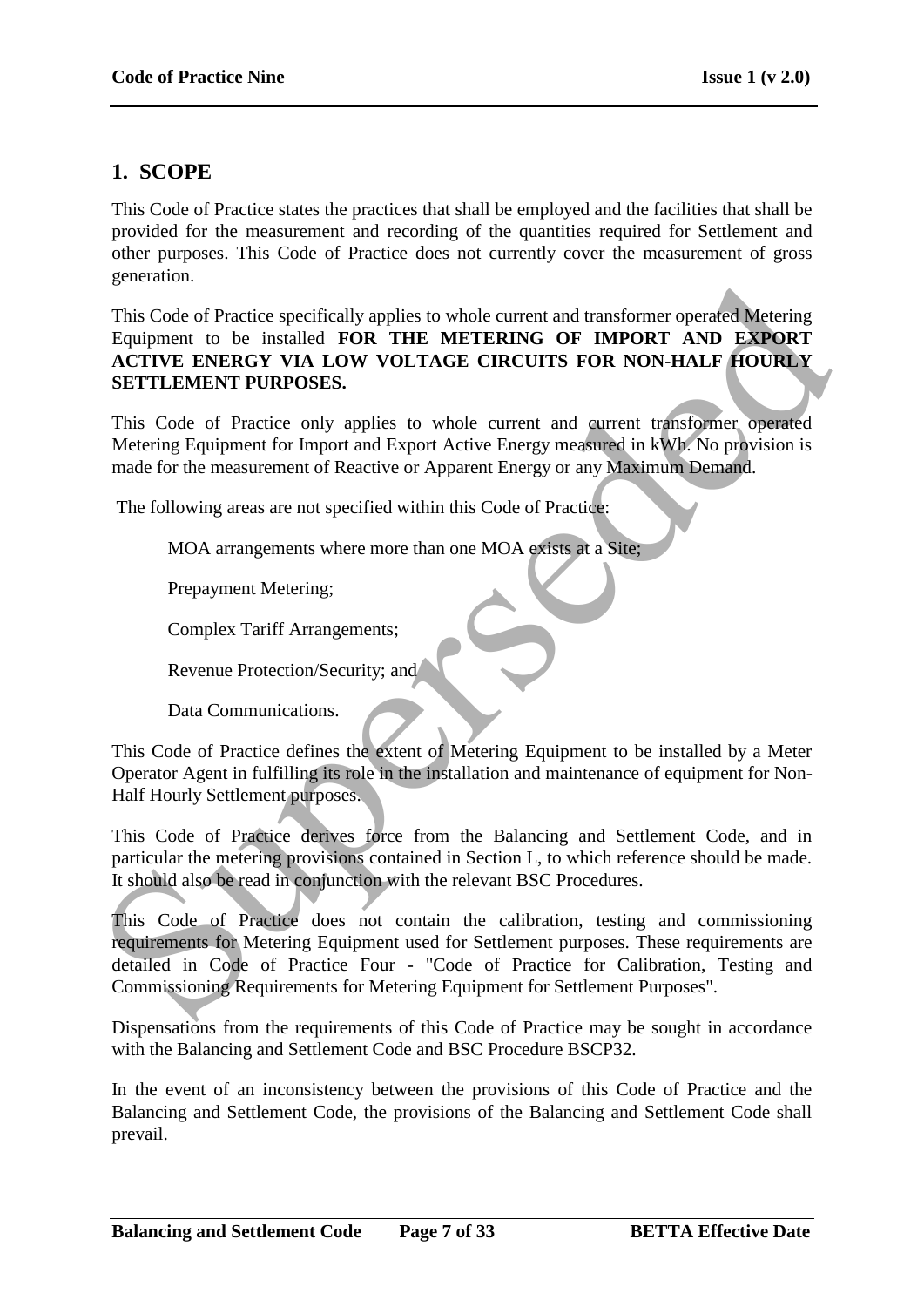## 1. SCOPE

This Code of Practice states the practices that shall be employed and the facilities that shall be provided for the measurement and recording of the quantities required for Settlement and other purposes. This Code of Practice does not currently cover the measurement of gross generation.

This Code of Practice specifically applies to whole current and transformer operated Metering Equipment to be installed **FOR THE METERING OF IMPORT AND EXPORT ACTIVE ENERGY VIA LOW VOLTAGE CIRCUITS FOR NON-HALF HOURLY SETTLEMENT PURPOSES.**

This Code of Practice only applies to whole current and current transformer operated Metering Equipment for Import and Export Active Energy measured in kWh. No provision is made for the measurement of Reactive or Apparent Energy or any Maximum Demand.

The following areas are not specified within this Code of Practice:

MOA arrangements where more than one MOA exists at a Site;

Prepayment Metering;

Complex Tariff Arrangements;

Revenue Protection/Security; and

Data Communications.

This Code of Practice defines the extent of Metering Equipment to be installed by a Meter Operator Agent in fulfilling its role in the installation and maintenance of equipment for Non-Half Hourly Settlement purposes.

This Code of Practice derives force from the Balancing and Settlement Code, and in particular the metering provisions contained in Section L, to which reference should be made. It should also be read in conjunction with the relevant BSC Procedures.

This Code of Practice does not contain the calibration, testing and commissioning requirements for Metering Equipment used for Settlement purposes. These requirements are detailed in Code of Practice Four - "Code of Practice for Calibration, Testing and Commissioning Requirements for Metering Equipment for Settlement Purposes".

Dispensations from the requirements of this Code of Practice may be sought in accordance with the Balancing and Settlement Code and BSC Procedure BSCP32.

In the event of an inconsistency between the provisions of this Code of Practice and the Balancing and Settlement Code, the provisions of the Balancing and Settlement Code shall prevail.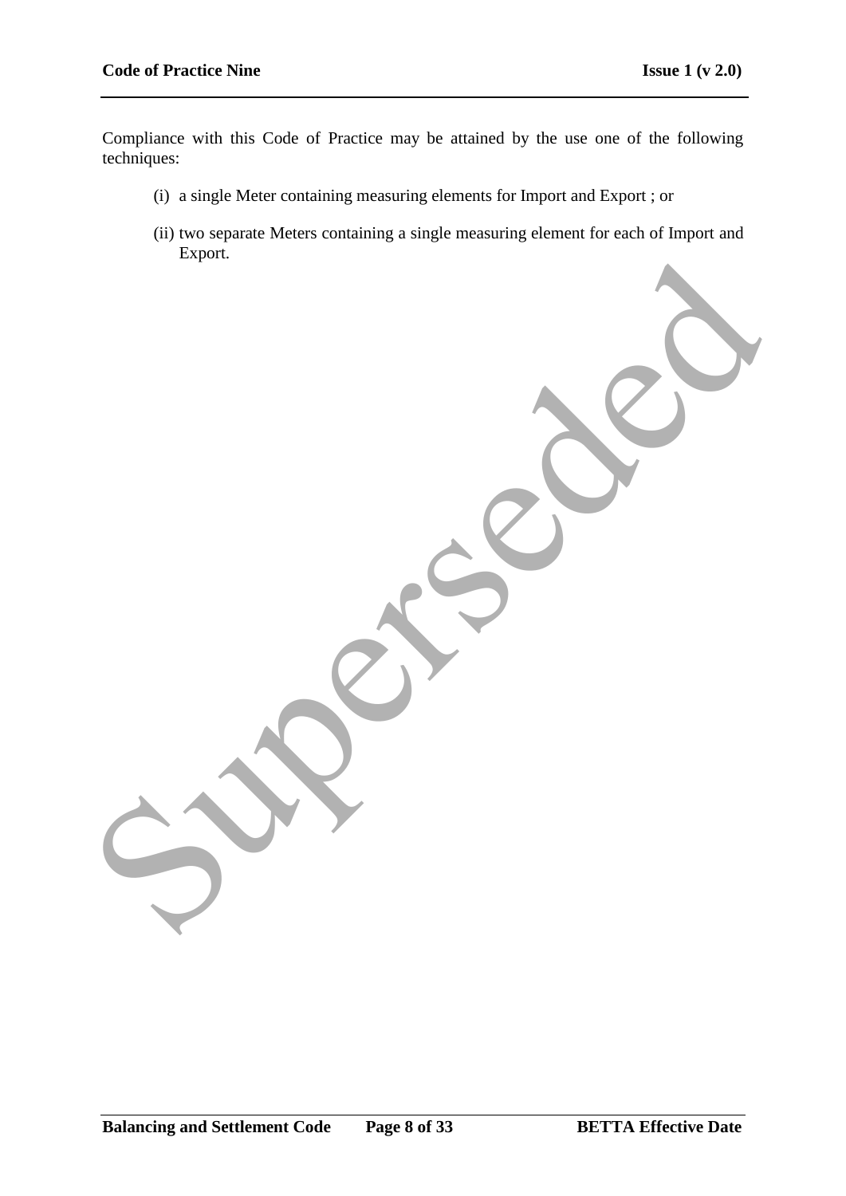Compliance with this Code of Practice may be attained by the use one of the following techniques:

(i) a single Meter containing measuring elements for Import and Export ; or

(ii) two separate Meters containing a single measuring element for each of Import and Export.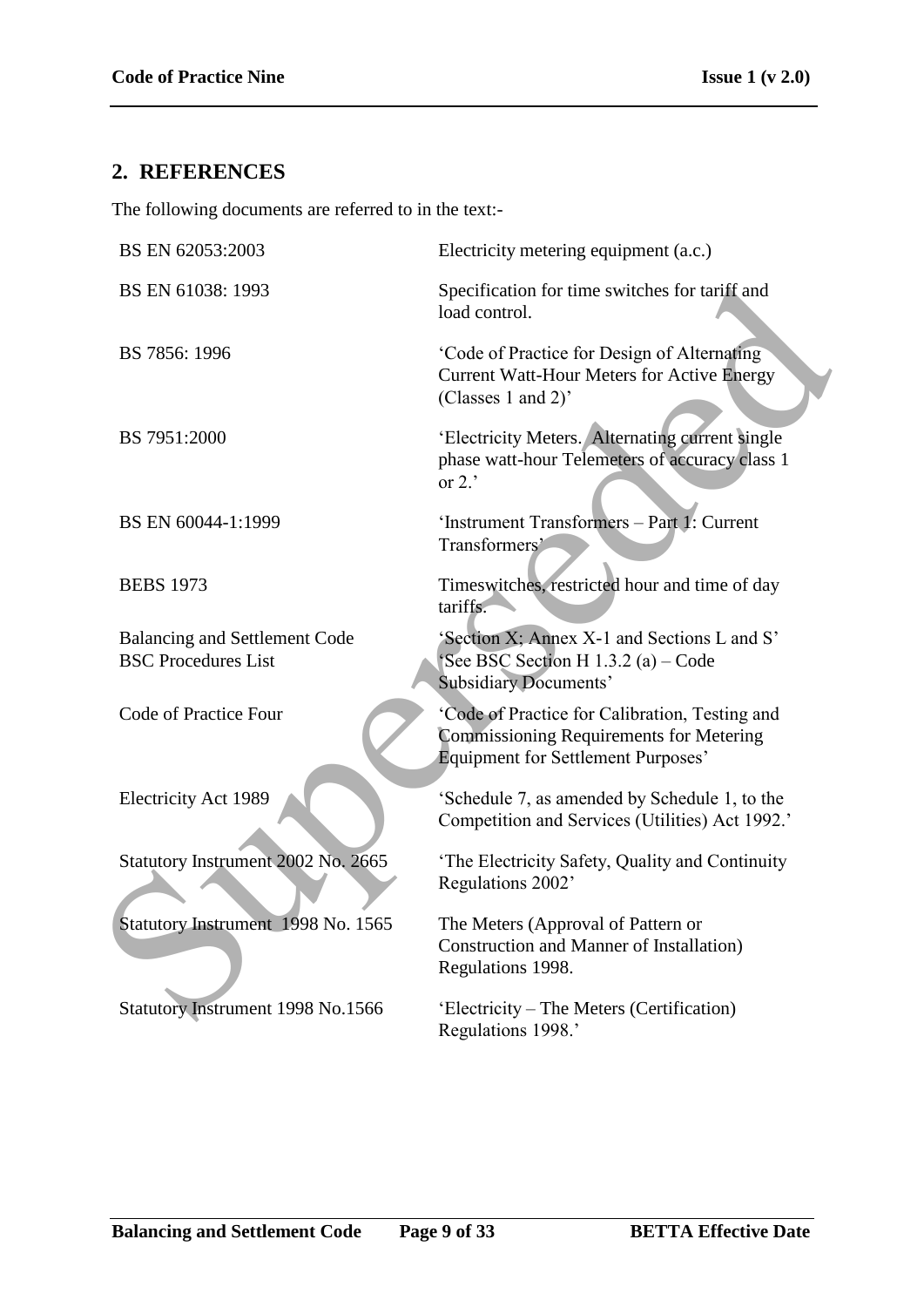## 2. REFERENCES

The following documents are referred to in the text:-

| | |
|---|---|
| BS EN 62053:2003 | Electricity metering equipment (a.c.) |
| BS EN 61038: 1993 | Specification for time switches for tariff and load control. |
| BS 7856: 1996 | 'Code of Practice for Design of Alternating Current Watt-Hour Meters for Active Energy (Classes 1 and 2)' |
| BS 7951:2000 | 'Electricity Meters. Alternating current single phase watt-hour Telemeters of accuracy class 1 or 2.' |
| BS EN 60044-1:1999 | 'Instrument Transformers – Part 1: Current Transformers' |
| BEBS 1973 | Timeswitches, restricted hour and time of day tariffs. |
| Balancing and Settlement Code | 'Section X; Annex X-1 and Sections L and S' |
| BSC Procedures List | 'See BSC Section H 1.3.2 (a) – Code Subsidiary Documents' |
| Code of Practice Four | 'Code of Practice for Calibration, Testing and Commissioning Requirements for Metering Equipment for Settlement Purposes' |
| Electricity Act 1989 | 'Schedule 7, as amended by Schedule 1, to the Competition and Services (Utilities) Act 1992.' |
| Statutory Instrument 2002 No. 2665 | 'The Electricity Safety, Quality and Continuity Regulations 2002' |
| Statutory Instrument 1998 No. 1565 | The Meters (Approval of Pattern or Construction and Manner of Installation) Regulations 1998. |
| Statutory Instrument 1998 No.1566 | 'Electricity – The Meters (Certification) Regulations 1998.' |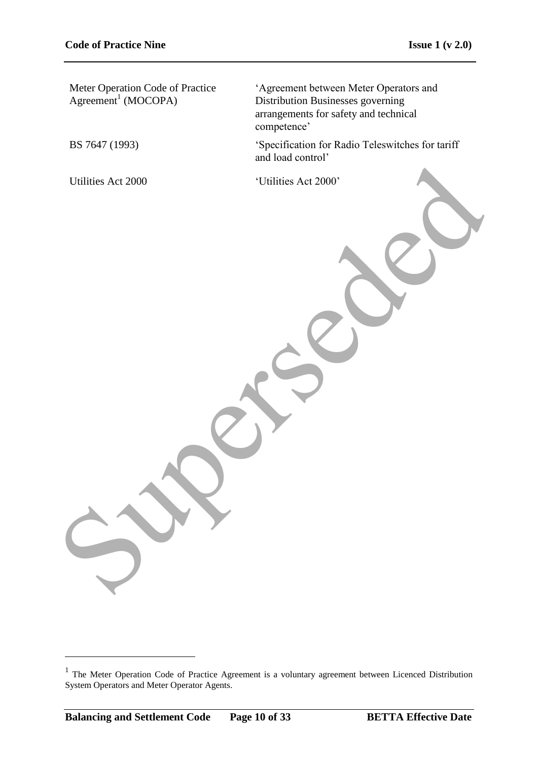| | |
|---|---|
| Meter Operation Code of Practice Agreement[1] (MOCOPA) | 'Agreement between Meter Operators and Distribution Businesses governing arrangements for safety and technical competence' |
| BS 7647 (1993) | 'Specification for Radio Teleswitches for tariff and load control' |
| Utilities Act 2000 | 'Utilities Act 2000' |

Superseded

[1] The Meter Operation Code of Practice Agreement is a voluntary agreement between Licenced Distribution System Operators and Meter Operator Agents.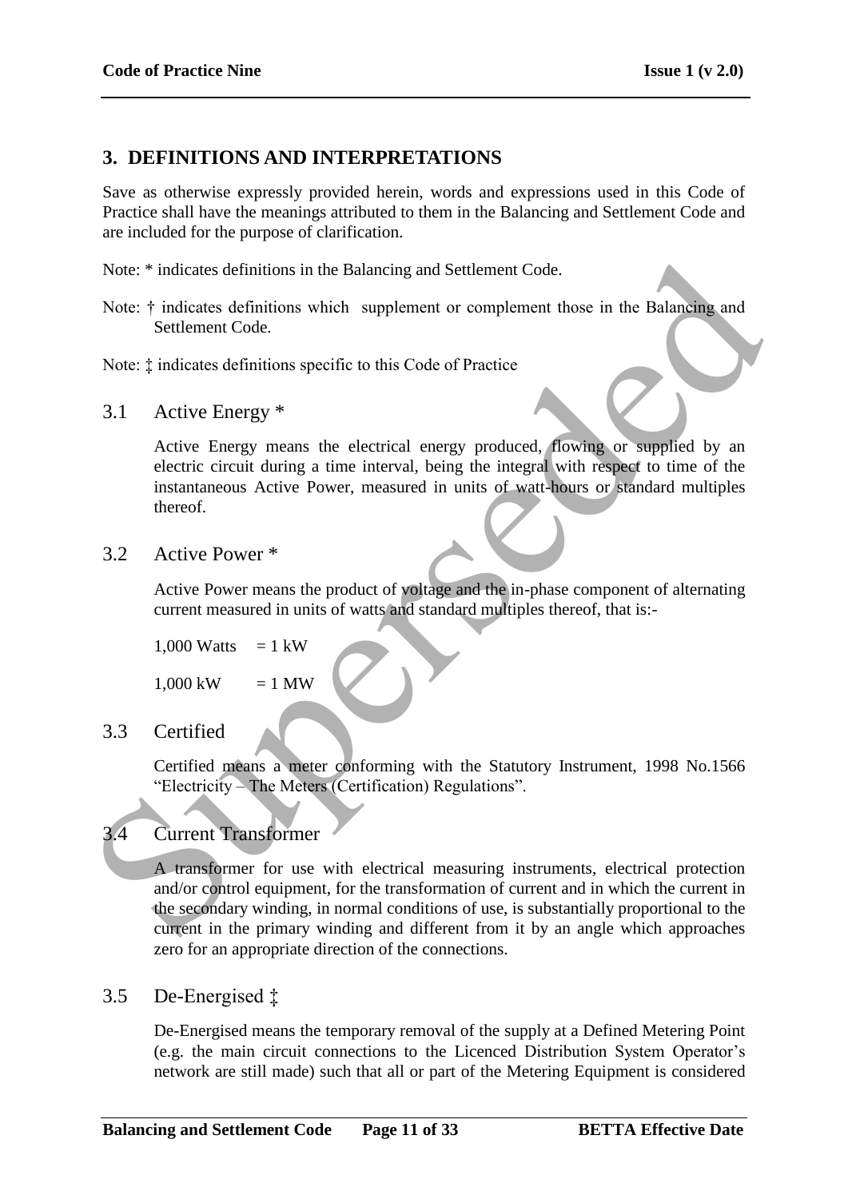## 3. DEFINITIONS AND INTERPRETATIONS

Save as otherwise expressly provided herein, words and expressions used in this Code of Practice shall have the meanings attributed to them in the Balancing and Settlement Code and are included for the purpose of clarification.

Note: * indicates definitions in the Balancing and Settlement Code.

Note: † indicates definitions which supplement or complement those in the Balancing and Settlement Code.

Note: ‡ indicates definitions specific to this Code of Practice

### 3.1 Active Energy *

Active Energy means the electrical energy produced, flowing or supplied by an electric circuit during a time interval, being the integral with respect to time of the instantaneous Active Power, measured in units of watt-hours or standard multiples thereof.

### 3.2 Active Power *

Active Power means the product of voltage and the in-phase component of alternating current measured in units of watts and standard multiples thereof, that is:-

1,000 Watts = 1 kW

1,000 kW = 1 MW

### 3.3 Certified

Certified means a meter conforming with the Statutory Instrument, 1998 No.1566 "Electricity – The Meters (Certification) Regulations".

### 3.4 Current Transformer

A transformer for use with electrical measuring instruments, electrical protection and/or control equipment, for the transformation of current and in which the current in the secondary winding, in normal conditions of use, is substantially proportional to the current in the primary winding and different from it by an angle which approaches zero for an appropriate direction of the connections.

### 3.5 De-Energised ‡

De-Energised means the temporary removal of the supply at a Defined Metering Point (e.g. the main circuit connections to the Licenced Distribution System Operator's network are still made) such that all or part of the Metering Equipment is considered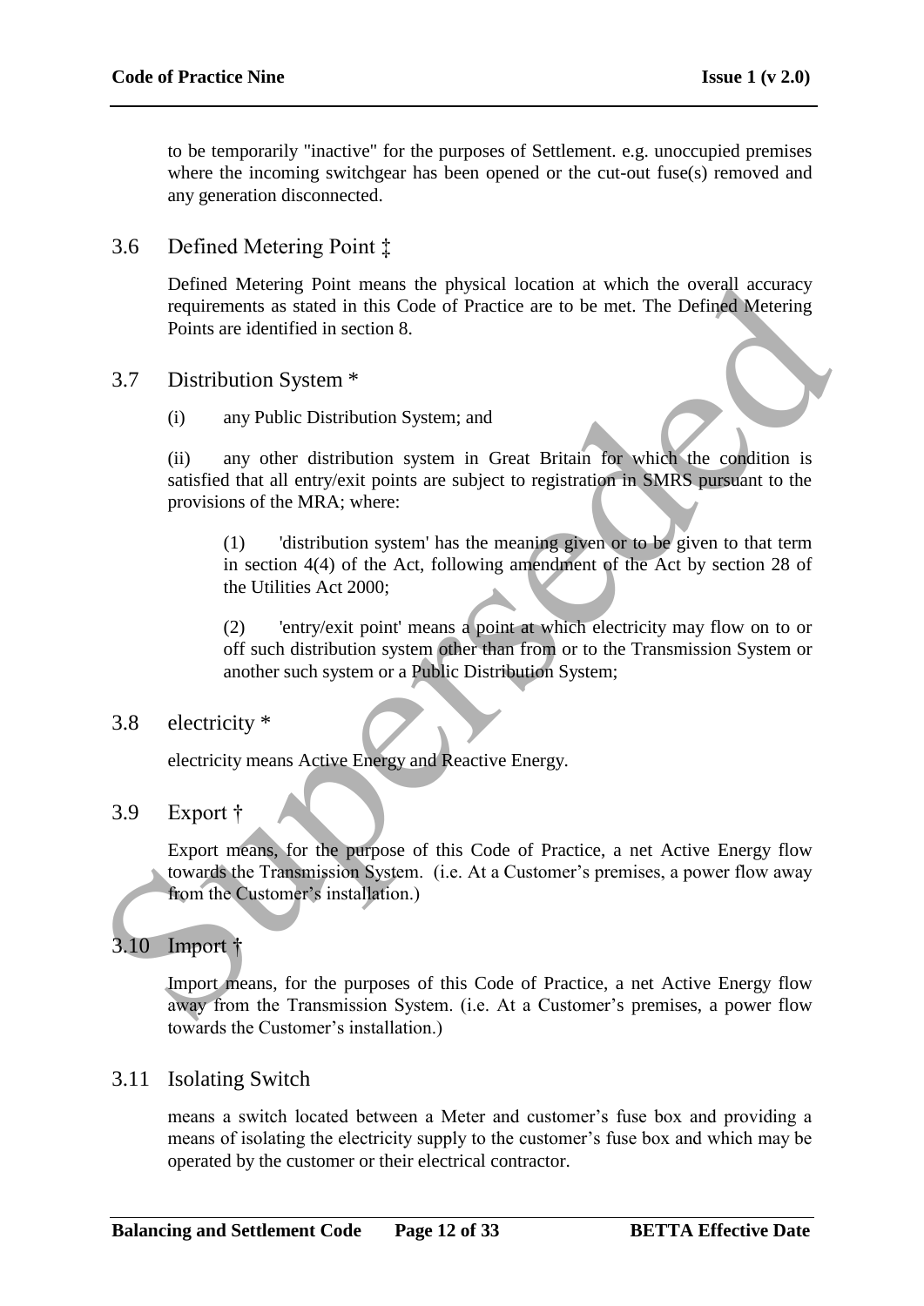to be temporarily "inactive" for the purposes of Settlement. e.g. unoccupied premises where the incoming switchgear has been opened or the cut-out fuse(s) removed and any generation disconnected.

## 3.6 Defined Metering Point ‡

Defined Metering Point means the physical location at which the overall accuracy requirements as stated in this Code of Practice are to be met. The Defined Metering Points are identified in section 8.

## 3.7 Distribution System *

(i) any Public Distribution System; and

(ii) any other distribution system in Great Britain for which the condition is satisfied that all entry/exit points are subject to registration in SMRS pursuant to the provisions of the MRA; where:

(1) 'distribution system' has the meaning given or to be given to that term in section 4(4) of the Act, following amendment of the Act by section 28 of the Utilities Act 2000;

(2) 'entry/exit point' means a point at which electricity may flow on to or off such distribution system other than from or to the Transmission System or another such system or a Public Distribution System;

## 3.8 electricity *

electricity means Active Energy and Reactive Energy.

## 3.9 Export †

Export means, for the purpose of this Code of Practice, a net Active Energy flow towards the Transmission System. (i.e. At a Customer's premises, a power flow away from the Customer's installation.)

## 3.10 Import †

Import means, for the purposes of this Code of Practice, a net Active Energy flow away from the Transmission System. (i.e. At a Customer's premises, a power flow towards the Customer's installation.)

## 3.11 Isolating Switch

means a switch located between a Meter and customer's fuse box and providing a means of isolating the electricity supply to the customer's fuse box and which may be operated by the customer or their electrical contractor.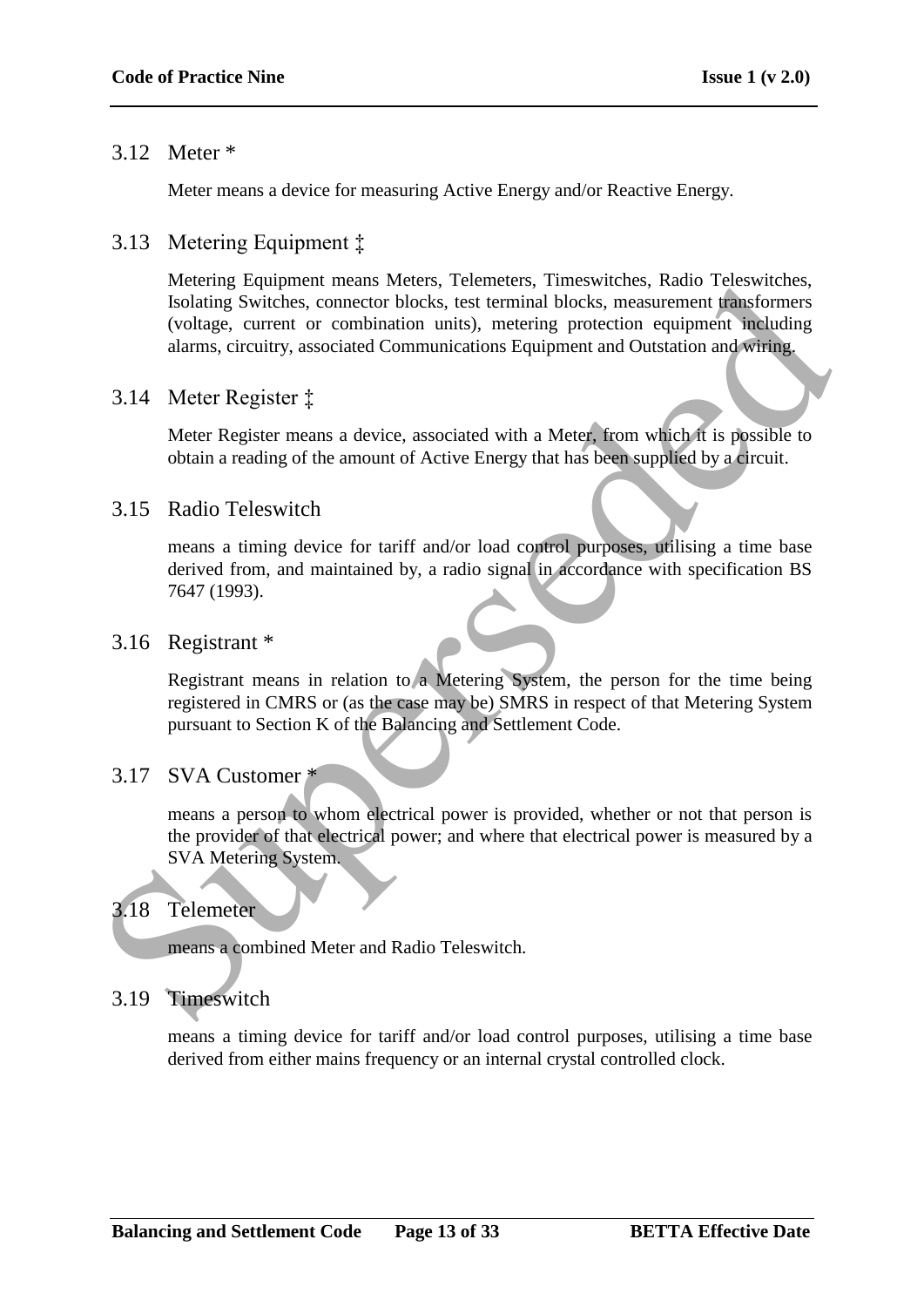### 3.12 Meter *

Meter means a device for measuring Active Energy and/or Reactive Energy.

### 3.13 Metering Equipment ‡

Metering Equipment means Meters, Telemeters, Timeswitches, Radio Teleswitches, Isolating Switches, connector blocks, test terminal blocks, measurement transformers (voltage, current or combination units), metering protection equipment including alarms, circuitry, associated Communications Equipment and Outstation and wiring.

### 3.14 Meter Register ‡

Meter Register means a device, associated with a Meter, from which it is possible to obtain a reading of the amount of Active Energy that has been supplied by a circuit.

### 3.15 Radio Teleswitch

means a timing device for tariff and/or load control purposes, utilising a time base derived from, and maintained by, a radio signal in accordance with specification BS 7647 (1993).

### 3.16 Registrant *

Registrant means in relation to a Metering System, the person for the time being registered in CMRS or (as the case may be) SMRS in respect of that Metering System pursuant to Section K of the Balancing and Settlement Code.

### 3.17 SVA Customer *

means a person to whom electrical power is provided, whether or not that person is the provider of that electrical power; and where that electrical power is measured by a SVA Metering System.

### 3.18 Telemeter

means a combined Meter and Radio Teleswitch.

### 3.19 Timeswitch

means a timing device for tariff and/or load control purposes, utilising a time base derived from either mains frequency or an internal crystal controlled clock.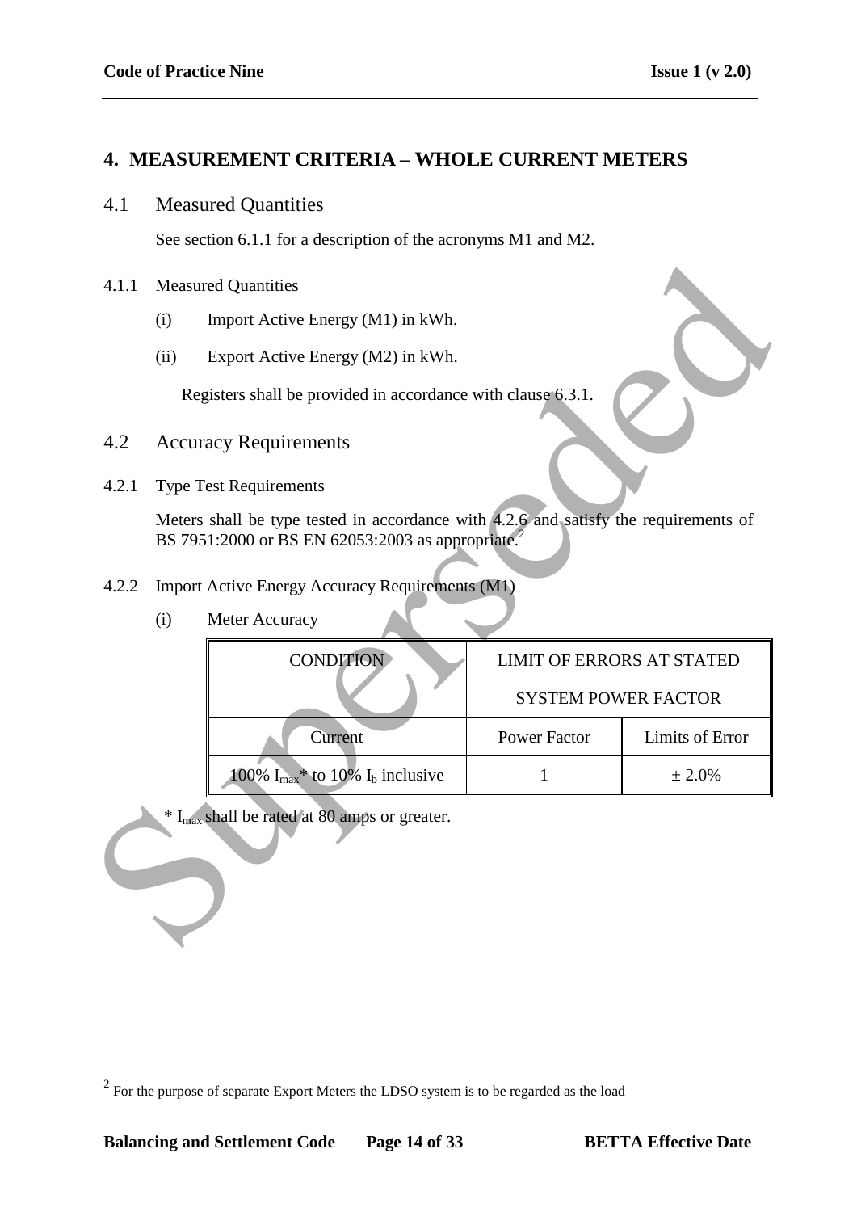## 4. MEASUREMENT CRITERIA – WHOLE CURRENT METERS

### 4.1 Measured Quantities

See section 6.1.1 for a description of the acronyms M1 and M2.

4.1.1 Measured Quantities

(i) Import Active Energy (M1) in kWh.

(ii) Export Active Energy (M2) in kWh.

Registers shall be provided in accordance with clause 6.3.1.

### 4.2 Accuracy Requirements

4.2.1 Type Test Requirements

Meters shall be type tested in accordance with 4.2.6 and satisfy the requirements of BS 7951:2000 or BS EN 62053:2003 as appropriate.[2]

4.2.2 Import Active Energy Accuracy Requirements (M1)

(i) Meter Accuracy

| CONDITION | LIMIT OF ERRORS AT STATED SYSTEM POWER FACTOR | |
|---|---|---|
| Current | Power Factor | Limits of Error |
| 100% $I_{max}$* to 10% $I_b$ inclusive | 1 | ± 2.0% |

\* $I_{max}$ shall be rated at 80 amps or greater.

[2] For the purpose of separate Export Meters the LDSO system is to be regarded as the load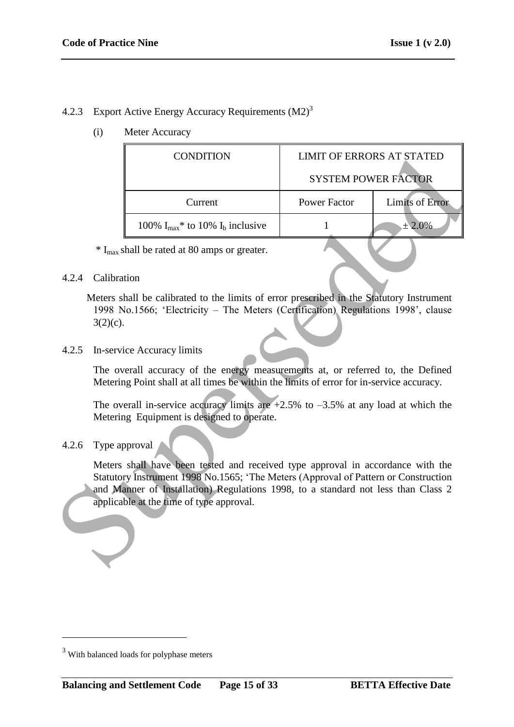### 4.2.3 Export Active Energy Accuracy Requirements (M2)[3]

(i) Meter Accuracy

| CONDITION | LIMIT OF ERRORS AT STATED SYSTEM POWER FACTOR | |
|---|---|---|
| Current | Power Factor | Limits of Error |
| 100% $I_{max}$* to 10% $I_b$ inclusive | 1 | ± 2.0% |

\* $I_{max}$ shall be rated at 80 amps or greater.

### 4.2.4 Calibration

Meters shall be calibrated to the limits of error prescribed in the Statutory Instrument 1998 No.1566; 'Electricity – The Meters (Certification) Regulations 1998', clause 3(2)(c).

### 4.2.5 In-service Accuracy limits

The overall accuracy of the energy measurements at, or referred to, the Defined Metering Point shall at all times be within the limits of error for in-service accuracy.

The overall in-service accuracy limits are +2.5% to –3.5% at any load at which the Metering Equipment is designed to operate.

### 4.2.6 Type approval

Meters shall have been tested and received type approval in accordance with the Statutory Instrument 1998 No.1565; 'The Meters (Approval of Pattern or Construction and Manner of Installation) Regulations 1998, to a standard not less than Class 2 applicable at the time of type approval.

---

[3] With balanced loads for polyphase meters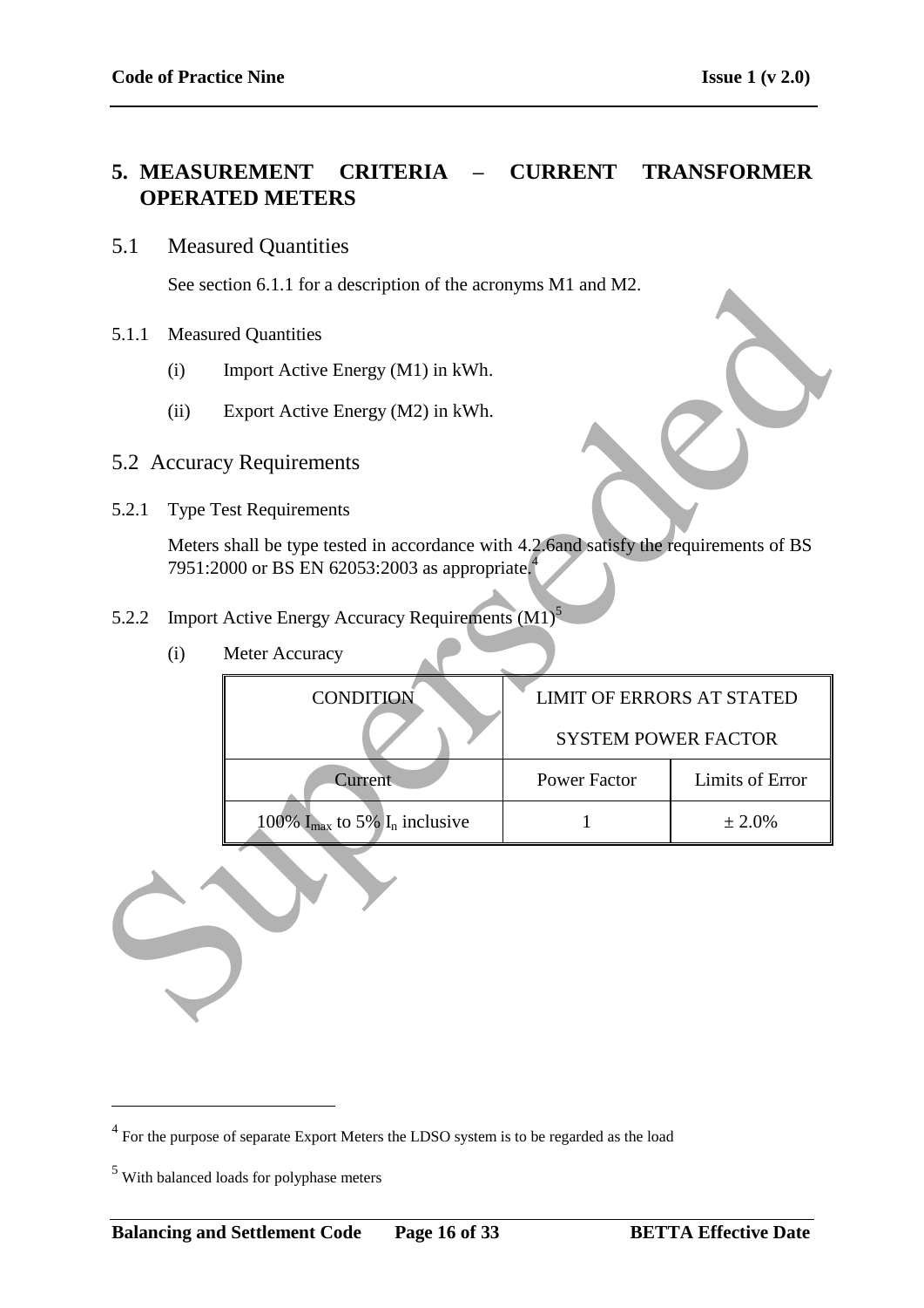# 5. MEASUREMENT CRITERIA – CURRENT TRANSFORMER OPERATED METERS

## 5.1 Measured Quantities

See section 6.1.1 for a description of the acronyms M1 and M2.

5.1.1 Measured Quantities

(i) Import Active Energy (M1) in kWh.

(ii) Export Active Energy (M2) in kWh.

## 5.2 Accuracy Requirements

5.2.1 Type Test Requirements

Meters shall be type tested in accordance with 4.2.6and satisfy the requirements of BS 7951:2000 or BS EN 62053:2003 as appropriate.[4]

5.2.2 Import Active Energy Accuracy Requirements (M1)[5]

(i) Meter Accuracy

| CONDITION | LIMIT OF ERRORS AT STATED SYSTEM POWER FACTOR | |
|---|---|---|
| Current | Power Factor | Limits of Error |
| 100% $I_{max}$ to 5% $I_n$ inclusive | 1 | ± 2.0% |

---

[4] For the purpose of separate Export Meters the LDSO system is to be regarded as the load

[5] With balanced loads for polyphase meters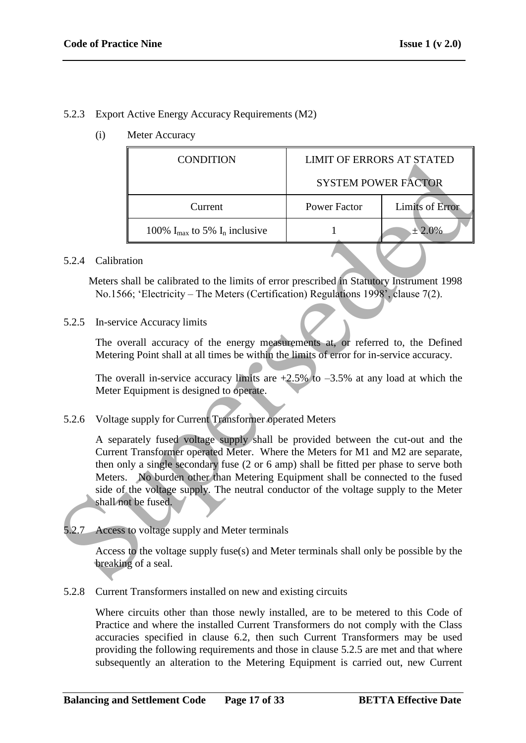5.2.3 Export Active Energy Accuracy Requirements (M2)

(i) Meter Accuracy

| CONDITION | LIMIT OF ERRORS AT STATED SYSTEM POWER FACTOR | |
|---|---|---|
| Current | Power Factor | Limits of Error |
| 100% $I_{max}$ to 5% $I_n$ inclusive | 1 | ± 2.0% |

5.2.4 Calibration

Meters shall be calibrated to the limits of error prescribed in Statutory Instrument 1998 No.1566; 'Electricity – The Meters (Certification) Regulations 1998', clause 7(2).

5.2.5 In-service Accuracy limits

The overall accuracy of the energy measurements at, or referred to, the Defined Metering Point shall at all times be within the limits of error for in-service accuracy.

The overall in-service accuracy limits are +2.5% to –3.5% at any load at which the Meter Equipment is designed to operate.

5.2.6 Voltage supply for Current Transformer operated Meters

A separately fused voltage supply shall be provided between the cut-out and the Current Transformer operated Meter. Where the Meters for M1 and M2 are separate, then only a single secondary fuse (2 or 6 amp) shall be fitted per phase to serve both Meters. No burden other than Metering Equipment shall be connected to the fused side of the voltage supply. The neutral conductor of the voltage supply to the Meter shall not be fused.

5.2.7 Access to voltage supply and Meter terminals

Access to the voltage supply fuse(s) and Meter terminals shall only be possible by the breaking of a seal.

5.2.8 Current Transformers installed on new and existing circuits

Where circuits other than those newly installed, are to be metered to this Code of Practice and where the installed Current Transformers do not comply with the Class accuracies specified in clause 6.2, then such Current Transformers may be used providing the following requirements and those in clause 5.2.5 are met and that where subsequently an alteration to the Metering Equipment is carried out, new Current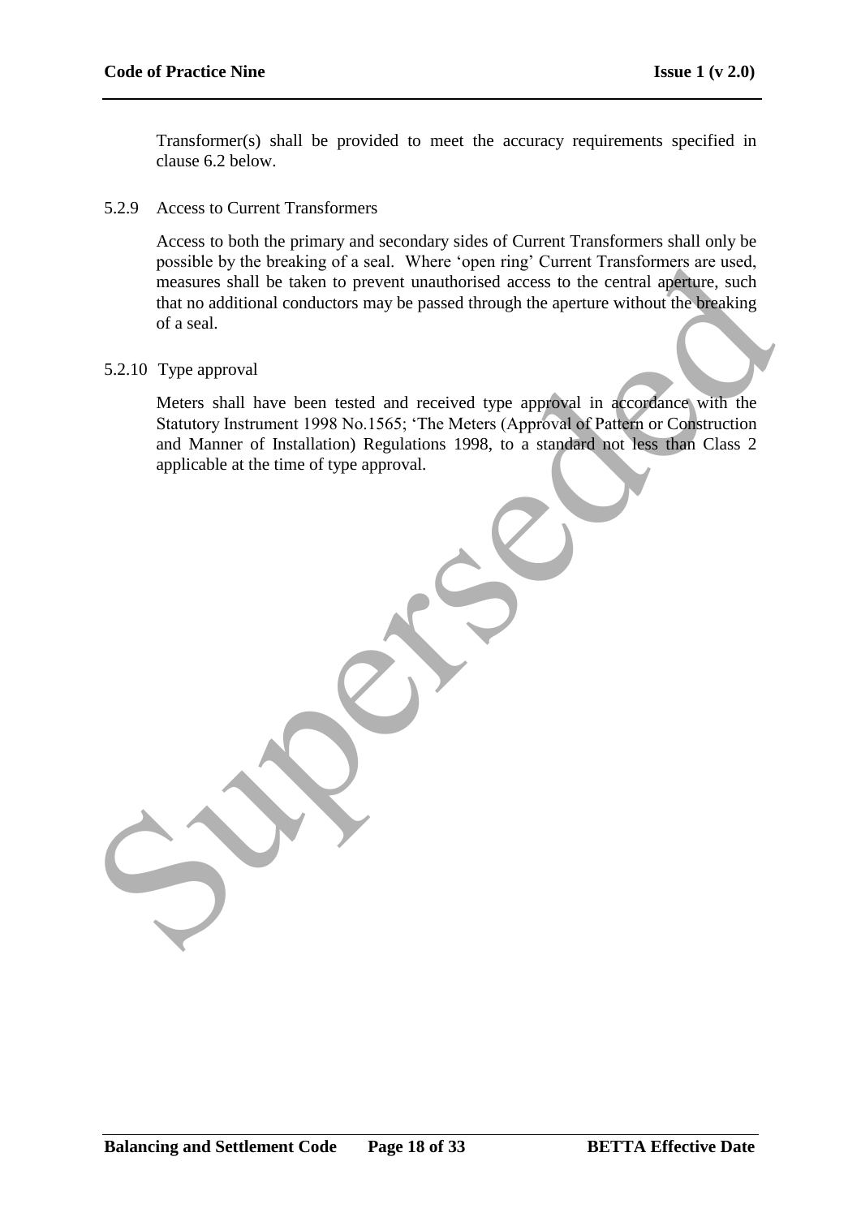Transformer(s) shall be provided to meet the accuracy requirements specified in clause 6.2 below.

5.2.9 Access to Current Transformers

Access to both the primary and secondary sides of Current Transformers shall only be possible by the breaking of a seal. Where 'open ring' Current Transformers are used, measures shall be taken to prevent unauthorised access to the central aperture, such that no additional conductors may be passed through the aperture without the breaking of a seal.

5.2.10 Type approval

Meters shall have been tested and received type approval in accordance with the Statutory Instrument 1998 No.1565; 'The Meters (Approval of Pattern or Construction and Manner of Installation) Regulations 1998, to a standard not less than Class 2 applicable at the time of type approval.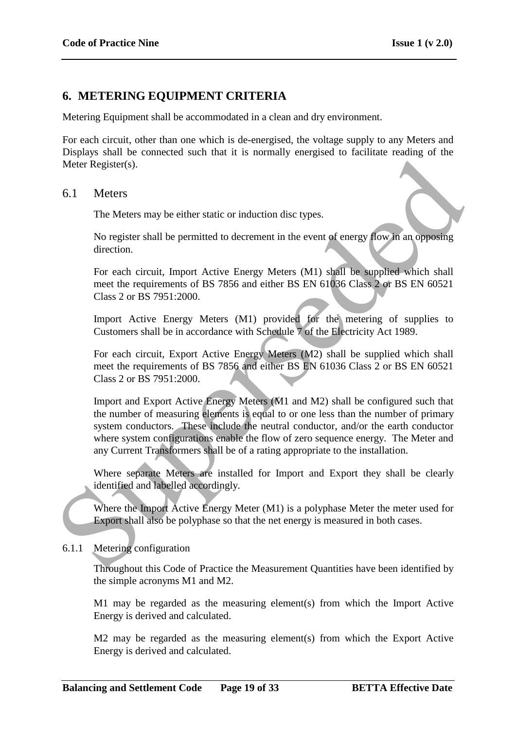## 6. METERING EQUIPMENT CRITERIA

Metering Equipment shall be accommodated in a clean and dry environment.

For each circuit, other than one which is de-energised, the voltage supply to any Meters and Displays shall be connected such that it is normally energised to facilitate reading of the Meter Register(s).

### 6.1 Meters

The Meters may be either static or induction disc types.

No register shall be permitted to decrement in the event of energy flow in an opposing direction.

For each circuit, Import Active Energy Meters (M1) shall be supplied which shall meet the requirements of BS 7856 and either BS EN 61036 Class 2 or BS EN 60521 Class 2 or BS 7951:2000.

Import Active Energy Meters (M1) provided for the metering of supplies to Customers shall be in accordance with Schedule 7 of the Electricity Act 1989.

For each circuit, Export Active Energy Meters (M2) shall be supplied which shall meet the requirements of BS 7856 and either BS EN 61036 Class 2 or BS EN 60521 Class 2 or BS 7951:2000.

Import and Export Active Energy Meters (M1 and M2) shall be configured such that the number of measuring elements is equal to or one less than the number of primary system conductors. These include the neutral conductor, and/or the earth conductor where system configurations enable the flow of zero sequence energy. The Meter and any Current Transformers shall be of a rating appropriate to the installation.

Where separate Meters are installed for Import and Export they shall be clearly identified and labelled accordingly.

Where the Import Active Energy Meter (M1) is a polyphase Meter the meter used for Export shall also be polyphase so that the net energy is measured in both cases.

#### 6.1.1 Metering configuration

Throughout this Code of Practice the Measurement Quantities have been identified by the simple acronyms M1 and M2.

M1 may be regarded as the measuring element(s) from which the Import Active Energy is derived and calculated.

M2 may be regarded as the measuring element(s) from which the Export Active Energy is derived and calculated.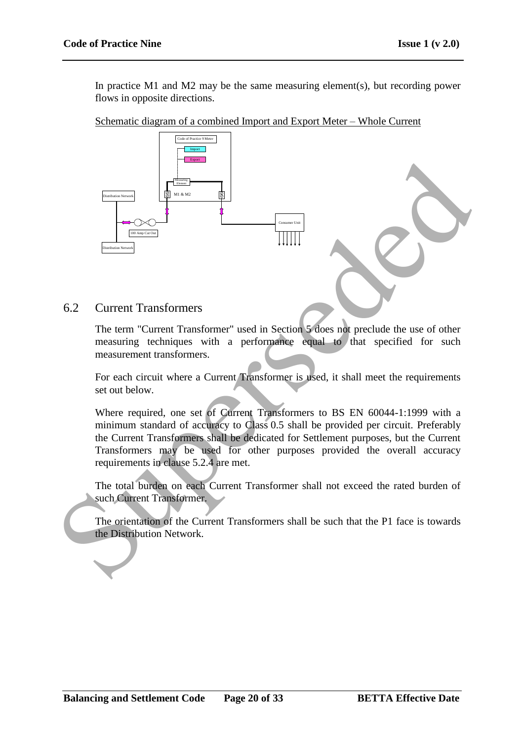In practice M1 and M2 may be the same measuring element(s), but recording power flows in opposite directions.

Schematic diagram of a combined Import and Export Meter – Whole Current

## 6.2 Current Transformers

The term "Current Transformer" used in Section 5 does not preclude the use of other measuring techniques with a performance equal to that specified for such measurement transformers.

For each circuit where a Current Transformer is used, it shall meet the requirements set out below.

Where required, one set of Current Transformers to BS EN 60044-1:1999 with a minimum standard of accuracy to Class 0.5 shall be provided per circuit. Preferably the Current Transformers shall be dedicated for Settlement purposes, but the Current Transformers may be used for other purposes provided the overall accuracy requirements in clause 5.2.4 are met.

The total burden on each Current Transformer shall not exceed the rated burden of such Current Transformer.

The orientation of the Current Transformers shall be such that the P1 face is towards the Distribution Network.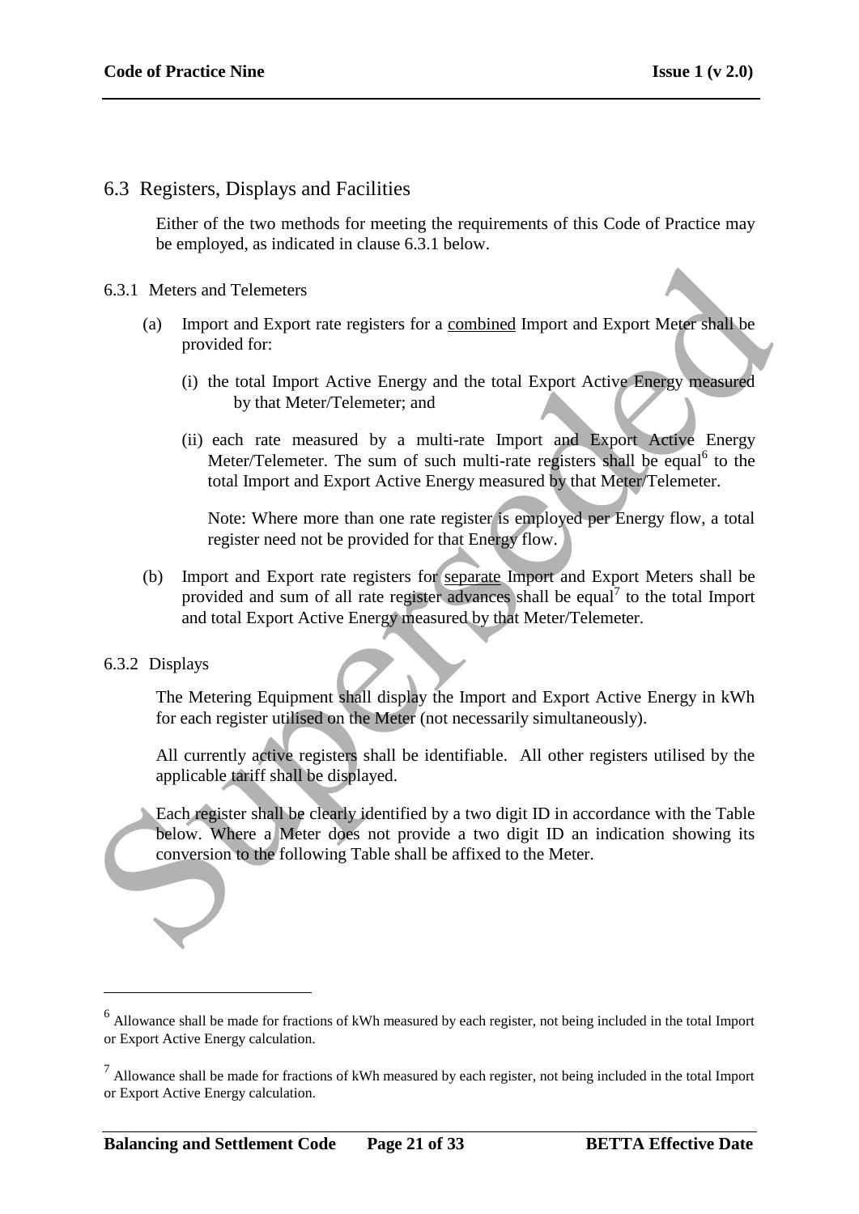## 6.3 Registers, Displays and Facilities

Either of the two methods for meeting the requirements of this Code of Practice may be employed, as indicated in clause 6.3.1 below.

### 6.3.1 Meters and Telemeters

(a) Import and Export rate registers for a combined Import and Export Meter shall be provided for:

(i) the total Import Active Energy and the total Export Active Energy measured by that Meter/Telemeter; and

(ii) each rate measured by a multi-rate Import and Export Active Energy Meter/Telemeter. The sum of such multi-rate registers shall be equal[6] to the total Import and Export Active Energy measured by that Meter/Telemeter.

Note: Where more than one rate register is employed per Energy flow, a total register need not be provided for that Energy flow.

(b) Import and Export rate registers for separate Import and Export Meters shall be provided and sum of all rate register advances shall be equal[7] to the total Import and total Export Active Energy measured by that Meter/Telemeter.

### 6.3.2 Displays

The Metering Equipment shall display the Import and Export Active Energy in kWh for each register utilised on the Meter (not necessarily simultaneously).

All currently active registers shall be identifiable. All other registers utilised by the applicable tariff shall be displayed.

Each register shall be clearly identified by a two digit ID in accordance with the Table below. Where a Meter does not provide a two digit ID an indication showing its conversion to the following Table shall be affixed to the Meter.

---

[6] Allowance shall be made for fractions of kWh measured by each register, not being included in the total Import or Export Active Energy calculation.

[7] Allowance shall be made for fractions of kWh measured by each register, not being included in the total Import or Export Active Energy calculation.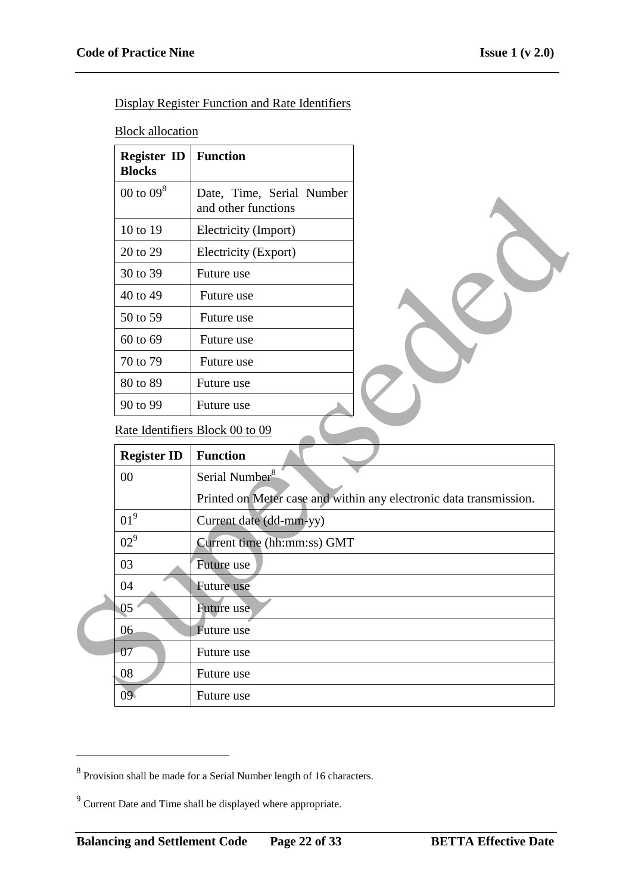Display Register Function and Rate Identifiers

Block allocation

| Register ID Blocks | Function |
|---|---|
| 00 to 09[8] | Date, Time, Serial Number and other functions |
| 10 to 19 | Electricity (Import) |
| 20 to 29 | Electricity (Export) |
| 30 to 39 | Future use |
| 40 to 49 | Future use |
| 50 to 59 | Future use |
| 60 to 69 | Future use |
| 70 to 79 | Future use |
| 80 to 89 | Future use |
| 90 to 99 | Future use |

Rate Identifiers Block 00 to 09

| Register ID | Function |
|---|---|
| 00 | Serial Number[8]<br>Printed on Meter case and within any electronic data transmission. |
| 01[9] | Current date (dd-mm-yy) |
| 02[9] | Current time (hh:mm:ss) GMT |
| 03 | Future use |
| 04 | Future use |
| 05 | Future use |
| 06 | Future use |
| 07 | Future use |
| 08 | Future use |
| 09 | Future use |

[8] Provision shall be made for a Serial Number length of 16 characters.

[9] Current Date and Time shall be displayed where appropriate.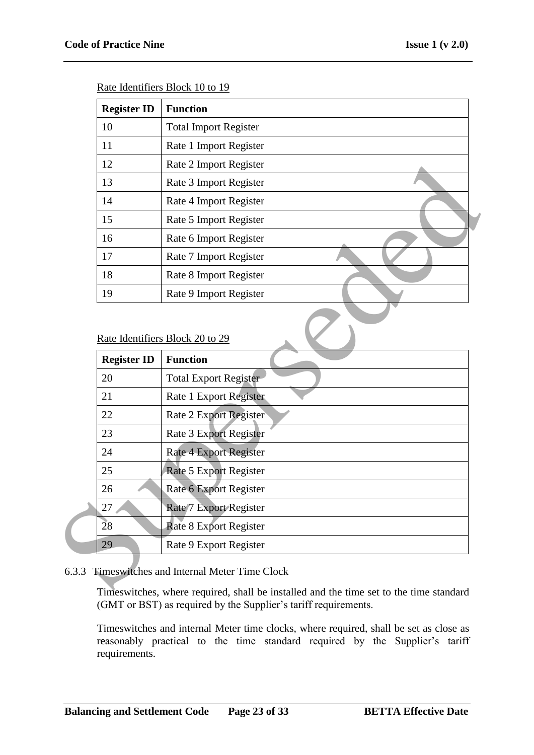Rate Identifiers Block 10 to 19

| Register ID | Function |
|---|---|
| 10 | Total Import Register |
| 11 | Rate 1 Import Register |
| 12 | Rate 2 Import Register |
| 13 | Rate 3 Import Register |
| 14 | Rate 4 Import Register |
| 15 | Rate 5 Import Register |
| 16 | Rate 6 Import Register |
| 17 | Rate 7 Import Register |
| 18 | Rate 8 Import Register |
| 19 | Rate 9 Import Register |

Rate Identifiers Block 20 to 29

| Register ID | Function |
|---|---|
| 20 | Total Export Register |
| 21 | Rate 1 Export Register |
| 22 | Rate 2 Export Register |
| 23 | Rate 3 Export Register |
| 24 | Rate 4 Export Register |
| 25 | Rate 5 Export Register |
| 26 | Rate 6 Export Register |
| 27 | Rate 7 Export Register |
| 28 | Rate 8 Export Register |
| 29 | Rate 9 Export Register |

6.3.3 Timeswitches and Internal Meter Time Clock

Timeswitches, where required, shall be installed and the time set to the time standard (GMT or BST) as required by the Supplier's tariff requirements.

Timeswitches and internal Meter time clocks, where required, shall be set as close as reasonably practical to the time standard required by the Supplier's tariff requirements.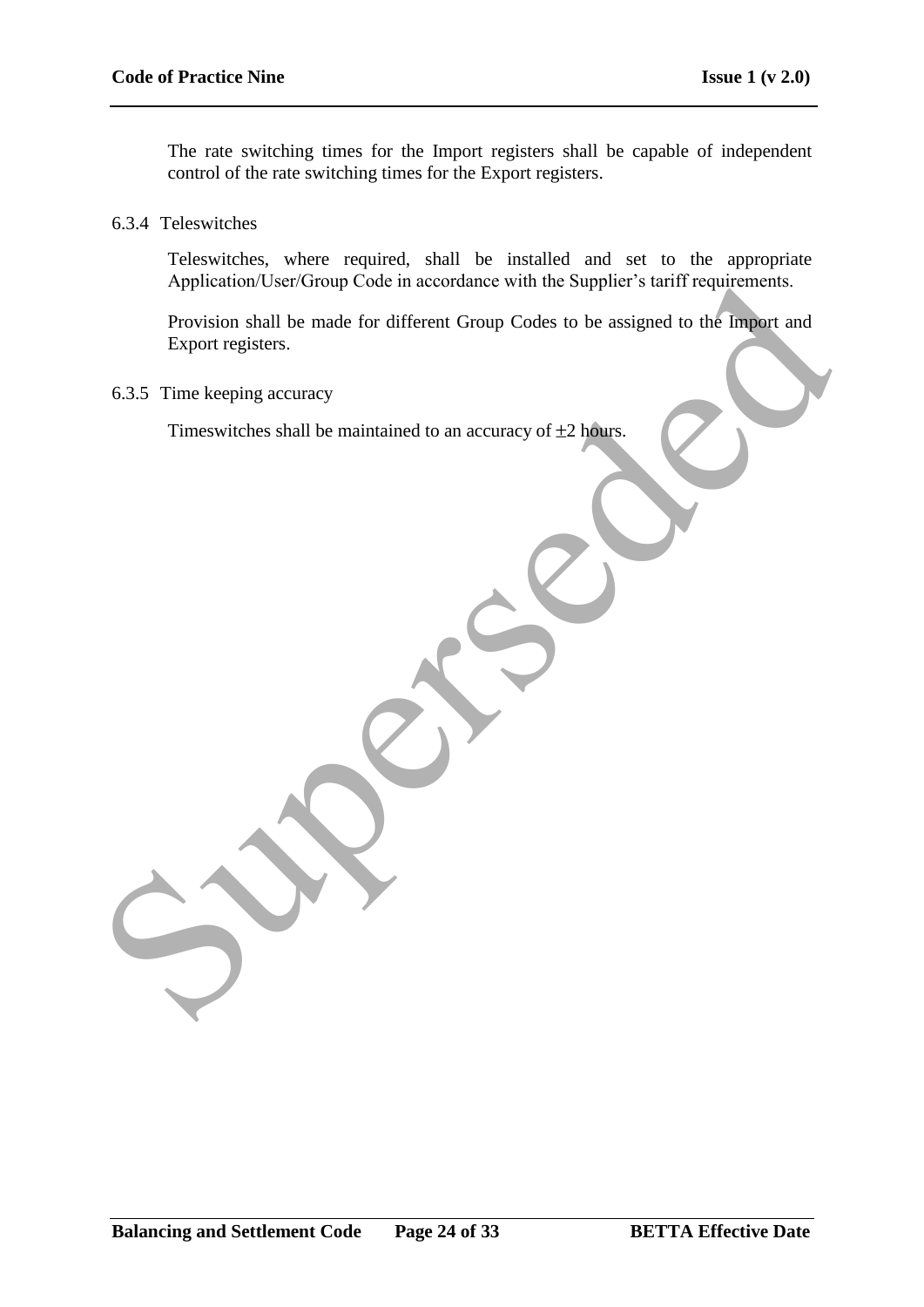The rate switching times for the Import registers shall be capable of independent control of the rate switching times for the Export registers.

#### 6.3.4 Teleswitches

Teleswitches, where required, shall be installed and set to the appropriate Application/User/Group Code in accordance with the Supplier's tariff requirements.

Provision shall be made for different Group Codes to be assigned to the Import and Export registers.

#### 6.3.5 Time keeping accuracy

Timeswitches shall be maintained to an accuracy of ±2 hours.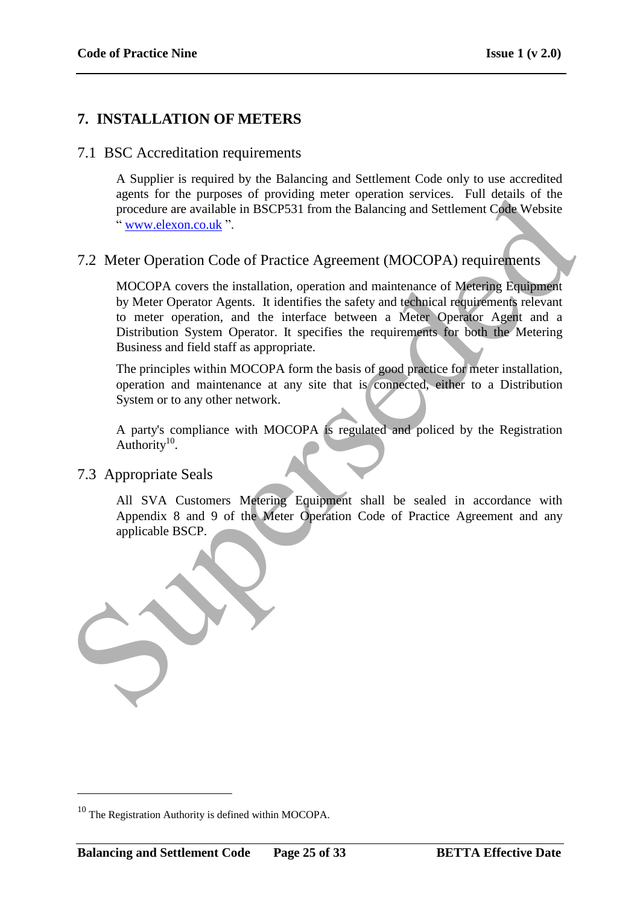# 7. INSTALLATION OF METERS

## 7.1 BSC Accreditation requirements

A Supplier is required by the Balancing and Settlement Code only to use accredited agents for the purposes of providing meter operation services. Full details of the procedure are available in BSCP531 from the Balancing and Settlement Code Website " www.elexon.co.uk ".

## 7.2 Meter Operation Code of Practice Agreement (MOCOPA) requirements

MOCOPA covers the installation, operation and maintenance of Metering Equipment by Meter Operator Agents. It identifies the safety and technical requirements relevant to meter operation, and the interface between a Meter Operator Agent and a Distribution System Operator. It specifies the requirements for both the Metering Business and field staff as appropriate.

The principles within MOCOPA form the basis of good practice for meter installation, operation and maintenance at any site that is connected, either to a Distribution System or to any other network.

A party's compliance with MOCOPA is regulated and policed by the Registration Authority[10].

## 7.3 Appropriate Seals

All SVA Customers Metering Equipment shall be sealed in accordance with Appendix 8 and 9 of the Meter Operation Code of Practice Agreement and any applicable BSCP.

---

[10] The Registration Authority is defined within MOCOPA.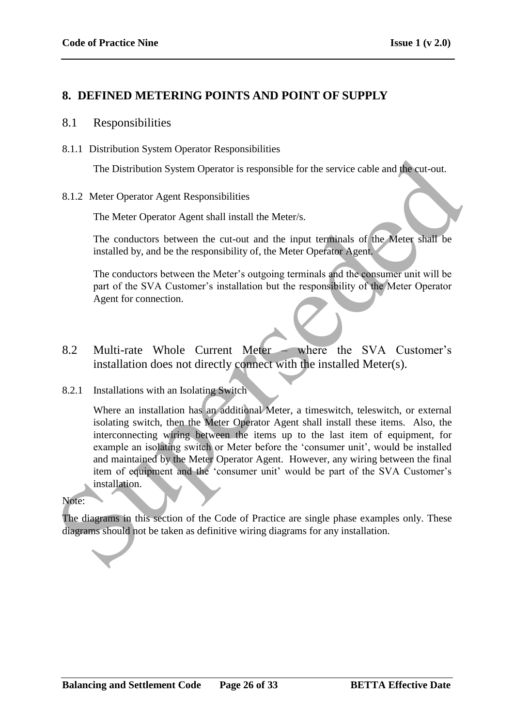## 8. DEFINED METERING POINTS AND POINT OF SUPPLY

### 8.1 Responsibilities

8.1.1 Distribution System Operator Responsibilities

The Distribution System Operator is responsible for the service cable and the cut-out.

8.1.2 Meter Operator Agent Responsibilities

The Meter Operator Agent shall install the Meter/s.

The conductors between the cut-out and the input terminals of the Meter shall be installed by, and be the responsibility of, the Meter Operator Agent.

The conductors between the Meter's outgoing terminals and the consumer unit will be part of the SVA Customer's installation but the responsibility of the Meter Operator Agent for connection.

### 8.2 Multi-rate Whole Current Meter – where the SVA Customer's installation does not directly connect with the installed Meter(s).

8.2.1 Installations with an Isolating Switch

Where an installation has an additional Meter, a timeswitch, teleswitch, or external isolating switch, then the Meter Operator Agent shall install these items. Also, the interconnecting wiring between the items up to the last item of equipment, for example an isolating switch or Meter before the 'consumer unit', would be installed and maintained by the Meter Operator Agent. However, any wiring between the final item of equipment and the 'consumer unit' would be part of the SVA Customer's installation.

Note:

The diagrams in this section of the Code of Practice are single phase examples only. These diagrams should not be taken as definitive wiring diagrams for any installation.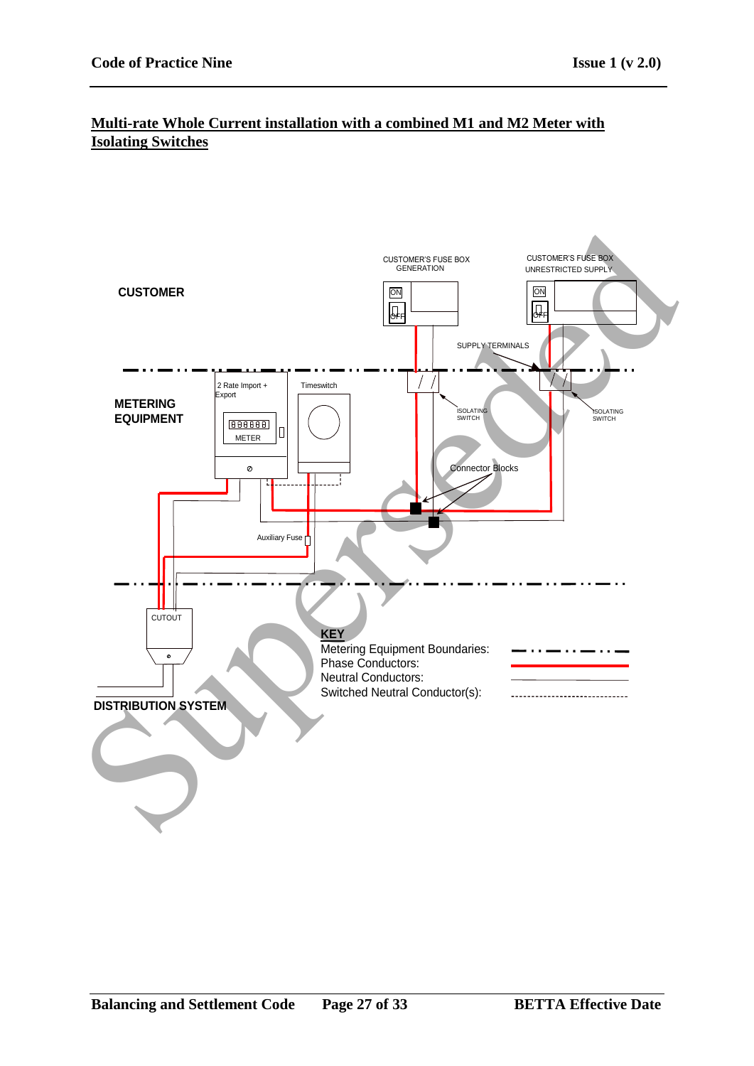## Multi-rate Whole Current installation with a combined M1 and M2 Meter with Isolating Switches

CUSTOMER

CUSTOMER'S FUSE BOX GENERATION

CUSTOMER'S FUSE BOX UNRESTRICTED SUPPLY

ON

OFF

SUPPLY TERMINALS

METERING EQUIPMENT

2 Rate Import + Export

Timeswitch

METER

ISOLATING SWITCH

Connector Blocks

Auxiliary Fuse

CUTOUT

DISTRIBUTION SYSTEM

**KEY**

Metering Equipment Boundaries:

Phase Conductors:

Neutral Conductors:

Switched Neutral Conductor(s):

Superseded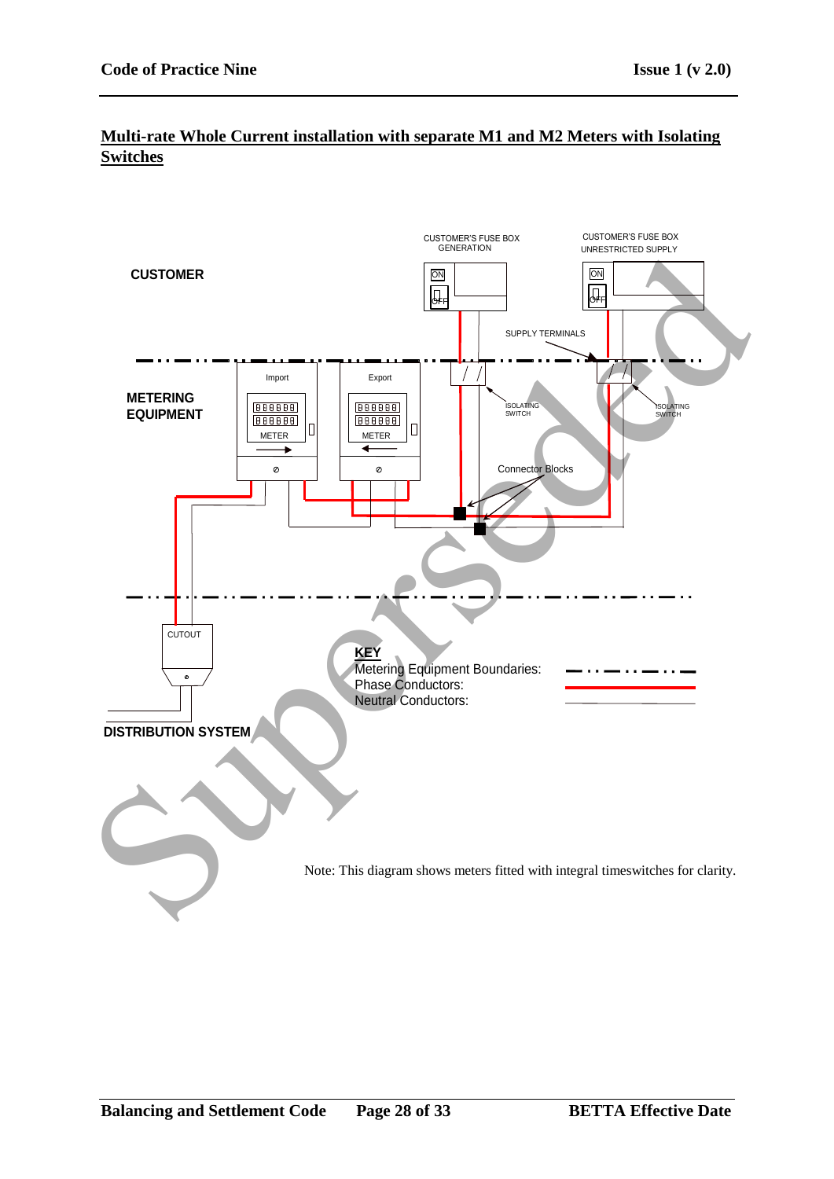## Multi-rate Whole Current installation with separate M1 and M2 Meters with Isolating Switches

CUSTOMER

CUSTOMER'S FUSE BOX GENERATION

CUSTOMER'S FUSE BOX UNRESTRICTED SUPPLY

ON

OFF

SUPPLY TERMINALS

METERING EQUIPMENT

Import

Export

METER

ISOLATING SWITCH

Connector Blocks

CUTOUT

DISTRIBUTION SYSTEM

**KEY**

Metering Equipment Boundaries:

Phase Conductors:

Neutral Conductors:

Superseded

Note: This diagram shows meters fitted with integral timeswitches for clarity.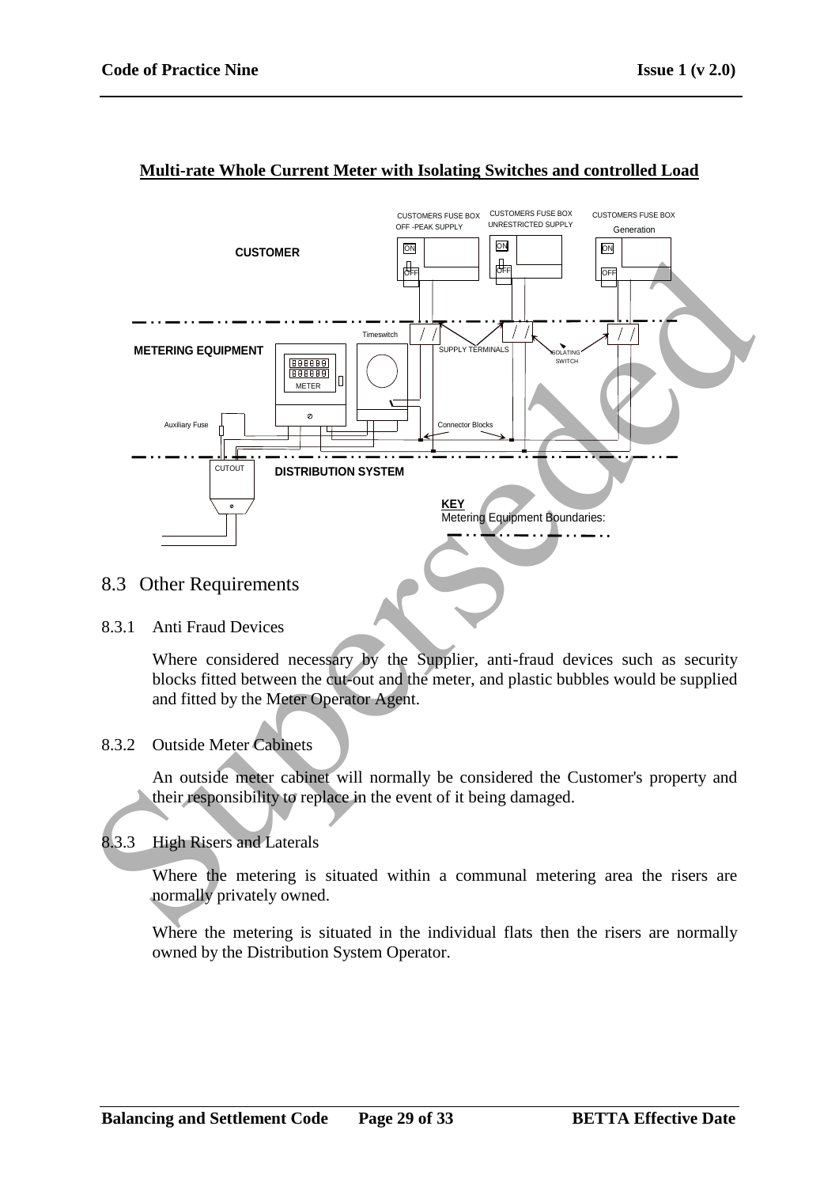**Multi-rate Whole Current Meter with Isolating Switches and controlled Load**

CUSTOMERS FUSE BOX OFF -PEAK SUPPLY

CUSTOMERS FUSE BOX UNRESTRICTED SUPPLY

CUSTOMERS FUSE BOX Generation

CUSTOMER

METERING EQUIPMENT

Timeswitch

SUPPLY TERMINALS

ISOLATING SWITCH

METER

Auxiliary Fuse

Connector Blocks

CUTOUT

DISTRIBUTION SYSTEM

**KEY**
Metering Equipment Boundaries:

## 8.3 Other Requirements

### 8.3.1 Anti Fraud Devices

Where considered necessary by the Supplier, anti-fraud devices such as security blocks fitted between the cut-out and the meter, and plastic bubbles would be supplied and fitted by the Meter Operator Agent.

### 8.3.2 Outside Meter Cabinets

An outside meter cabinet will normally be considered the Customer's property and their responsibility to replace in the event of it being damaged.

### 8.3.3 High Risers and Laterals

Where the metering is situated within a communal metering area the risers are normally privately owned.

Where the metering is situated in the individual flats then the risers are normally owned by the Distribution System Operator.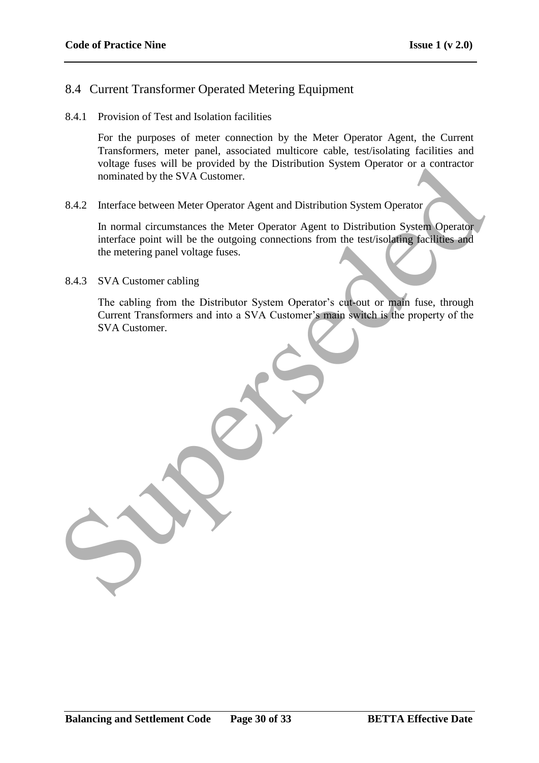## 8.4 Current Transformer Operated Metering Equipment

### 8.4.1 Provision of Test and Isolation facilities

For the purposes of meter connection by the Meter Operator Agent, the Current Transformers, meter panel, associated multicore cable, test/isolating facilities and voltage fuses will be provided by the Distribution System Operator or a contractor nominated by the SVA Customer.

### 8.4.2 Interface between Meter Operator Agent and Distribution System Operator

In normal circumstances the Meter Operator Agent to Distribution System Operator interface point will be the outgoing connections from the test/isolating facilities and the metering panel voltage fuses.

### 8.4.3 SVA Customer cabling

The cabling from the Distributor System Operator's cut-out or main fuse, through Current Transformers and into a SVA Customer's main switch is the property of the SVA Customer.

Superseded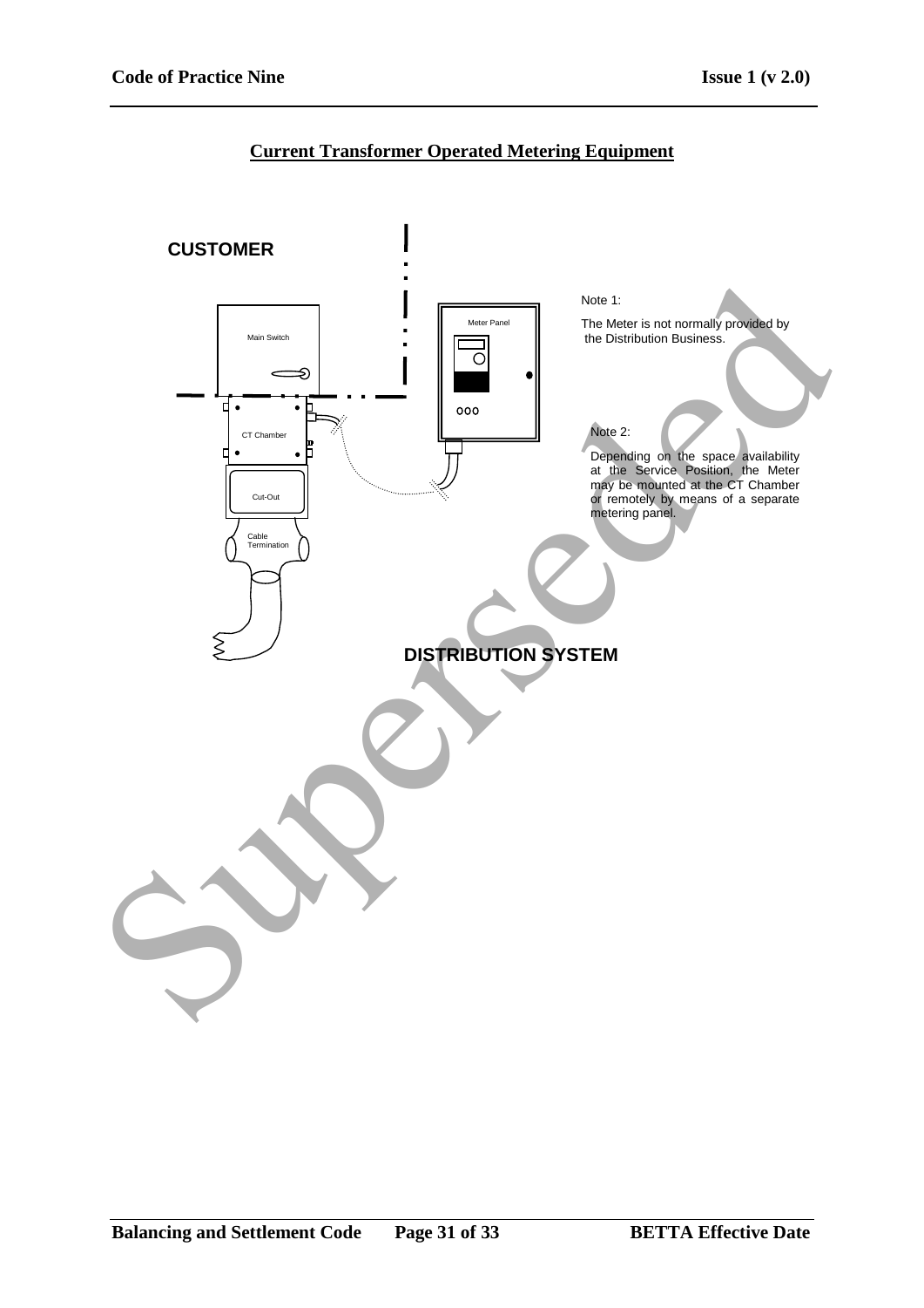## Current Transformer Operated Metering Equipment

CUSTOMER

Main Switch

CT Chamber

Cut-Out

Cable Termination

Meter Panel

DISTRIBUTION SYSTEM

Note 1:

The Meter is not normally provided by the Distribution Business.

Note 2:

Depending on the space availability at the Service Position, the Meter may be mounted at the CT Chamber or remotely by means of a separate metering panel.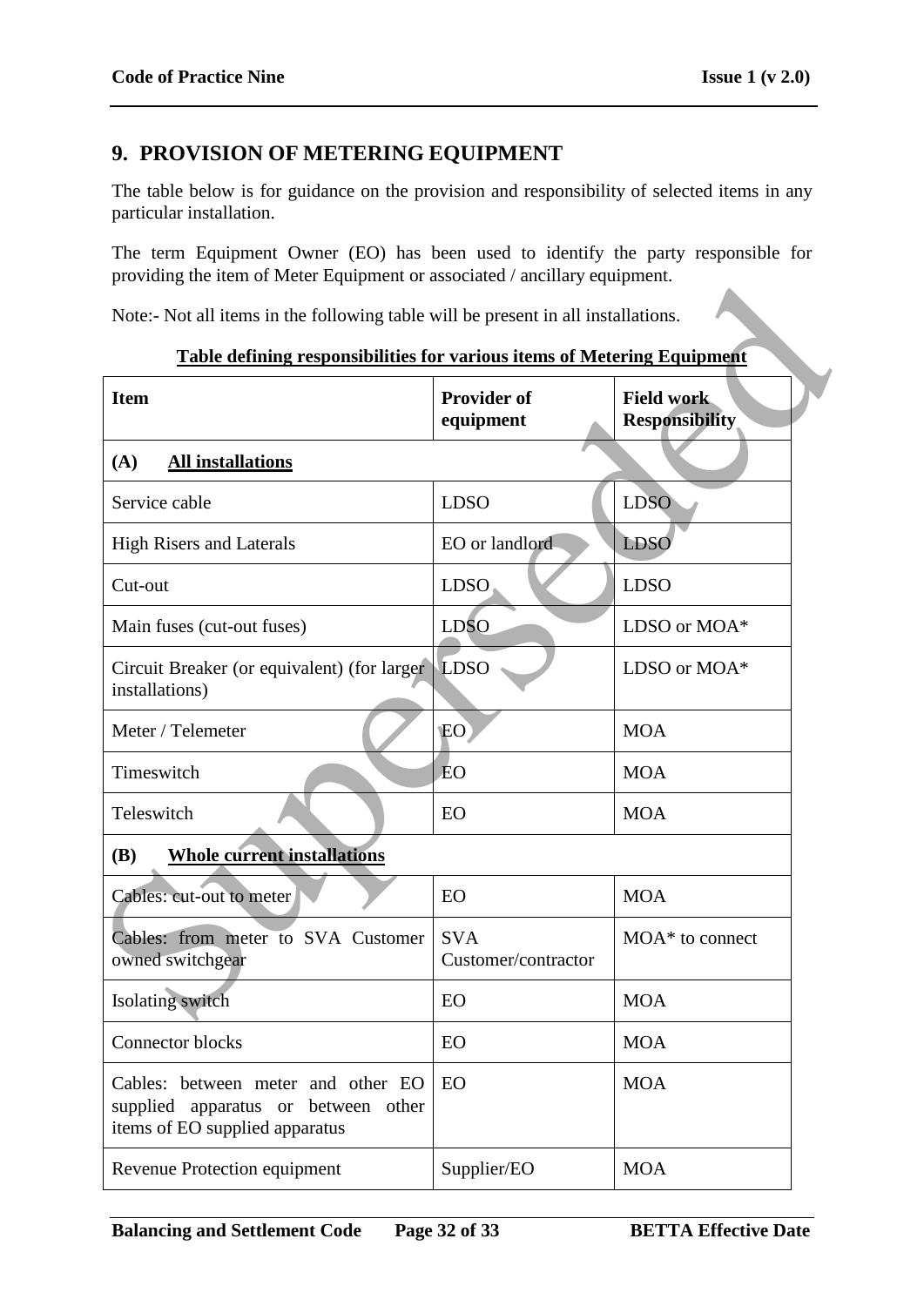## 9. PROVISION OF METERING EQUIPMENT

The table below is for guidance on the provision and responsibility of selected items in any particular installation.

The term Equipment Owner (EO) has been used to identify the party responsible for providing the item of Meter Equipment or associated / ancillary equipment.

Note:- Not all items in the following table will be present in all installations.

**Table defining responsibilities for various items of Metering Equipment**

| Item | Provider of equipment | Field work Responsibility |
|---|---|---|
| **(A) All installations** | | |
| Service cable | LDSO | LDSO |
| High Risers and Laterals | EO or landlord | LDSO |
| Cut-out | LDSO | LDSO |
| Main fuses (cut-out fuses) | LDSO | LDSO or MOA* |
| Circuit Breaker (or equivalent) (for larger installations) | LDSO | LDSO or MOA* |
| Meter / Telemeter | EO | MOA |
| Timeswitch | EO | MOA |
| Teleswitch | EO | MOA |
| **(B) Whole current installations** | | |
| Cables: cut-out to meter | EO | MOA |
| Cables: from meter to SVA Customer owned switchgear | SVA Customer/contractor | MOA* to connect |
| Isolating switch | EO | MOA |
| Connector blocks | EO | MOA |
| Cables: between meter and other EO supplied apparatus or between other items of EO supplied apparatus | EO | MOA |
| Revenue Protection equipment | Supplier/EO | MOA |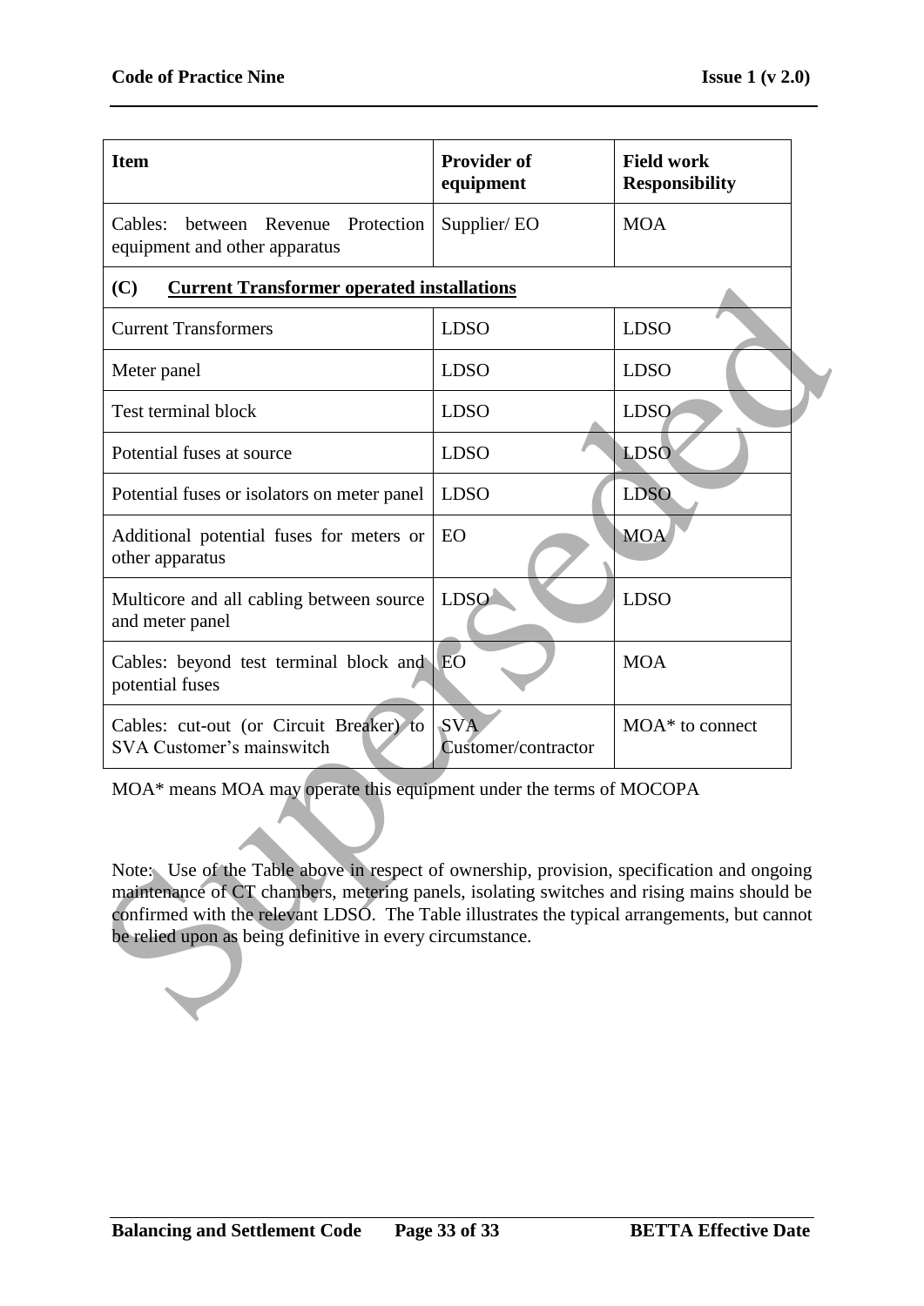| Item | Provider of equipment | Field work Responsibility |
|---|---|---|
| Cables: between Revenue Protection equipment and other apparatus | Supplier/ EO | MOA |
| **(C) Current Transformer operated installations** | | |
| Current Transformers | LDSO | LDSO |
| Meter panel | LDSO | LDSO |
| Test terminal block | LDSO | LDSO |
| Potential fuses at source | LDSO | LDSO |
| Potential fuses or isolators on meter panel | LDSO | LDSO |
| Additional potential fuses for meters or other apparatus | EO | MOA |
| Multicore and all cabling between source and meter panel | LDSO | LDSO |
| Cables: beyond test terminal block and potential fuses | EO | MOA |
| Cables: cut-out (or Circuit Breaker) to SVA Customer's mainswitch | SVA Customer/contractor | MOA* to connect |

MOA* means MOA may operate this equipment under the terms of MOCOPA

Note: Use of the Table above in respect of ownership, provision, specification and ongoing maintenance of CT chambers, metering panels, isolating switches and rising mains should be confirmed with the relevant LDSO. The Table illustrates the typical arrangements, but cannot be relied upon as being definitive in every circumstance.

Superseded